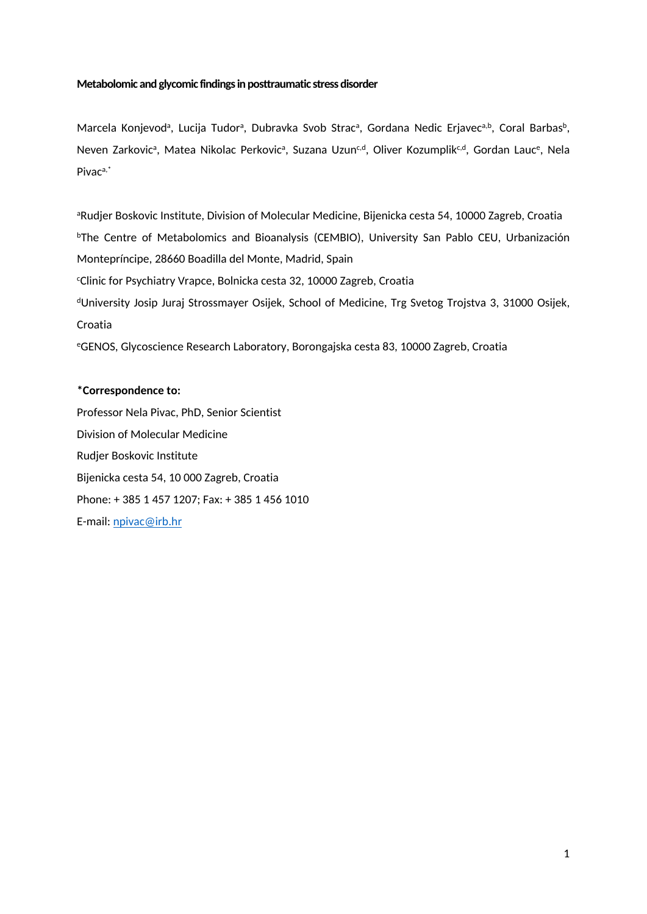**Metabolomic and glycomic findings in posttraumatic stress disorder**

Marcela Konjevod[a], Lucija Tudor[a], Dubravka Svob Strac[a], Gordana Nedic Erjavec[a,b], Coral Barbas[b], Neven Zarkovic[a], Matea Nikolac Perkovic[a], Suzana Uzun[c,d], Oliver Kozumplik[c,d], Gordan Lauc[e], Nela Pivac[a,*]

[a]Rudjer Boskovic Institute, Division of Molecular Medicine, Bijenicka cesta 54, 10000 Zagreb, Croatia

[b]The Centre of Metabolomics and Bioanalysis (CEMBIO), University San Pablo CEU, Urbanización Montepríncipe, 28660 Boadilla del Monte, Madrid, Spain

[c]Clinic for Psychiatry Vrapce, Bolnicka cesta 32, 10000 Zagreb, Croatia

[d]University Josip Juraj Strossmayer Osijek, School of Medicine, Trg Svetog Trojstva 3, 31000 Osijek, Croatia

[e]GENOS, Glycoscience Research Laboratory, Borongajska cesta 83, 10000 Zagreb, Croatia

**\*Correspondence to:**

Professor Nela Pivac, PhD, Senior Scientist

Division of Molecular Medicine

Rudjer Boskovic Institute

Bijenicka cesta 54, 10 000 Zagreb, Croatia

Phone: + 385 1 457 1207; Fax: + 385 1 456 1010

E-mail: npivac@irb.hr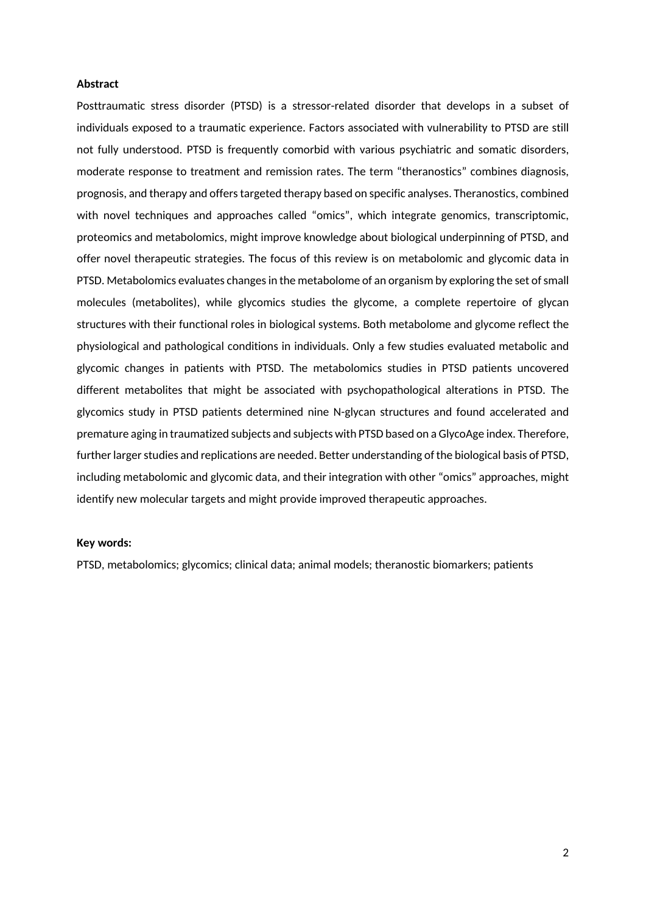**Abstract**

Posttraumatic stress disorder (PTSD) is a stressor-related disorder that develops in a subset of individuals exposed to a traumatic experience. Factors associated with vulnerability to PTSD are still not fully understood. PTSD is frequently comorbid with various psychiatric and somatic disorders, moderate response to treatment and remission rates. The term "theranostics" combines diagnosis, prognosis, and therapy and offers targeted therapy based on specific analyses. Theranostics, combined with novel techniques and approaches called "omics", which integrate genomics, transcriptomic, proteomics and metabolomics, might improve knowledge about biological underpinning of PTSD, and offer novel therapeutic strategies. The focus of this review is on metabolomic and glycomic data in PTSD. Metabolomics evaluates changes in the metabolome of an organism by exploring the set of small molecules (metabolites), while glycomics studies the glycome, a complete repertoire of glycan structures with their functional roles in biological systems. Both metabolome and glycome reflect the physiological and pathological conditions in individuals. Only a few studies evaluated metabolic and glycomic changes in patients with PTSD. The metabolomics studies in PTSD patients uncovered different metabolites that might be associated with psychopathological alterations in PTSD. The glycomics study in PTSD patients determined nine N-glycan structures and found accelerated and premature aging in traumatized subjects and subjects with PTSD based on a GlycoAge index. Therefore, further larger studies and replications are needed. Better understanding of the biological basis of PTSD, including metabolomic and glycomic data, and their integration with other "omics" approaches, might identify new molecular targets and might provide improved therapeutic approaches.

**Key words:**

PTSD, metabolomics; glycomics; clinical data; animal models; theranostic biomarkers; patients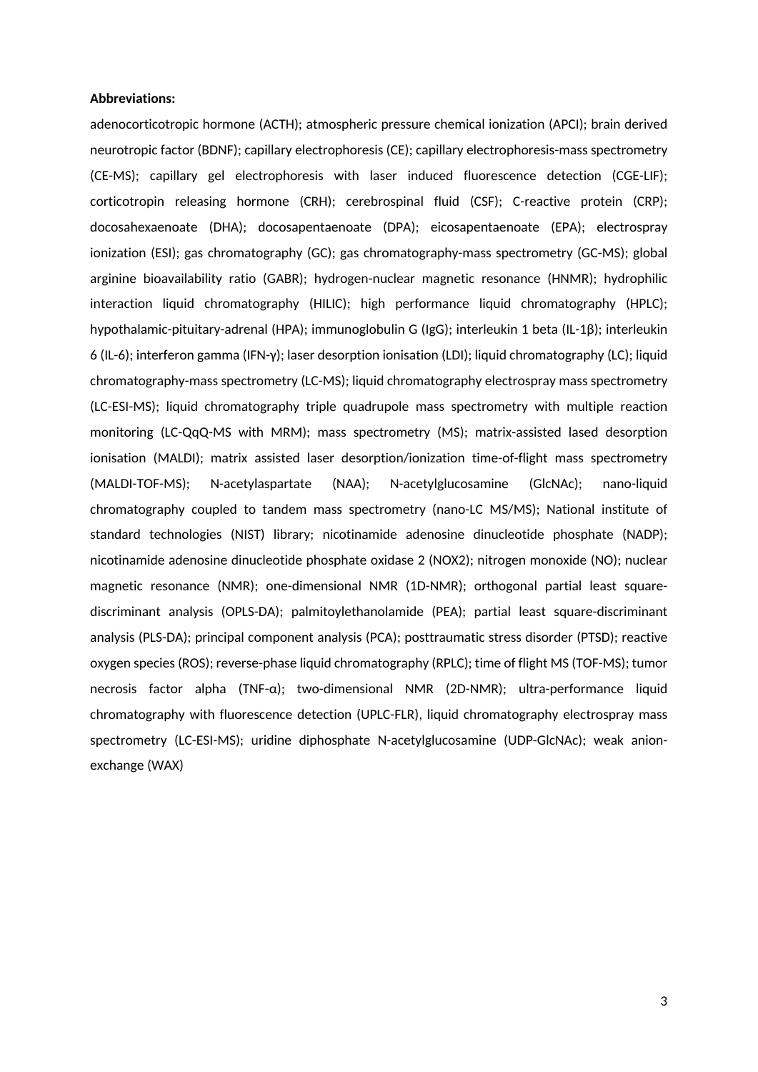**Abbreviations:**

adenocorticotropic hormone (ACTH); atmospheric pressure chemical ionization (APCI); brain derived neurotropic factor (BDNF); capillary electrophoresis (CE); capillary electrophoresis-mass spectrometry (CE-MS); capillary gel electrophoresis with laser induced fluorescence detection (CGE-LIF); corticotropin releasing hormone (CRH); cerebrospinal fluid (CSF); C-reactive protein (CRP); docosahexaenoate (DHA); docosapentaenoate (DPA); eicosapentaenoate (EPA); electrospray ionization (ESI); gas chromatography (GC); gas chromatography-mass spectrometry (GC-MS); global arginine bioavailability ratio (GABR); hydrogen-nuclear magnetic resonance (HNMR); hydrophilic interaction liquid chromatography (HILIC); high performance liquid chromatography (HPLC); hypothalamic-pituitary-adrenal (HPA); immunoglobulin G (IgG); interleukin 1 beta (IL-1β); interleukin 6 (IL-6); interferon gamma (IFN-γ); laser desorption ionisation (LDI); liquid chromatography (LC); liquid chromatography-mass spectrometry (LC-MS); liquid chromatography electrospray mass spectrometry (LC-ESI-MS); liquid chromatography triple quadrupole mass spectrometry with multiple reaction monitoring (LC-QqQ-MS with MRM); mass spectrometry (MS); matrix-assisted lased desorption ionisation (MALDI); matrix assisted laser desorption/ionization time-of-flight mass spectrometry (MALDI-TOF-MS); N-acetylaspartate (NAA); N-acetylglucosamine (GlcNAc); nano-liquid chromatography coupled to tandem mass spectrometry (nano-LC MS/MS); National institute of standard technologies (NIST) library; nicotinamide adenosine dinucleotide phosphate (NADP); nicotinamide adenosine dinucleotide phosphate oxidase 2 (NOX2); nitrogen monoxide (NO); nuclear magnetic resonance (NMR); one-dimensional NMR (1D-NMR); orthogonal partial least square-discriminant analysis (OPLS-DA); palmitoylethanolamide (PEA); partial least square-discriminant analysis (PLS-DA); principal component analysis (PCA); posttraumatic stress disorder (PTSD); reactive oxygen species (ROS); reverse-phase liquid chromatography (RPLC); time of flight MS (TOF-MS); tumor necrosis factor alpha (TNF-α); two-dimensional NMR (2D-NMR); ultra-performance liquid chromatography with fluorescence detection (UPLC-FLR), liquid chromatography electrospray mass spectrometry (LC-ESI-MS); uridine diphosphate N-acetylglucosamine (UDP-GlcNAc); weak anion-exchange (WAX)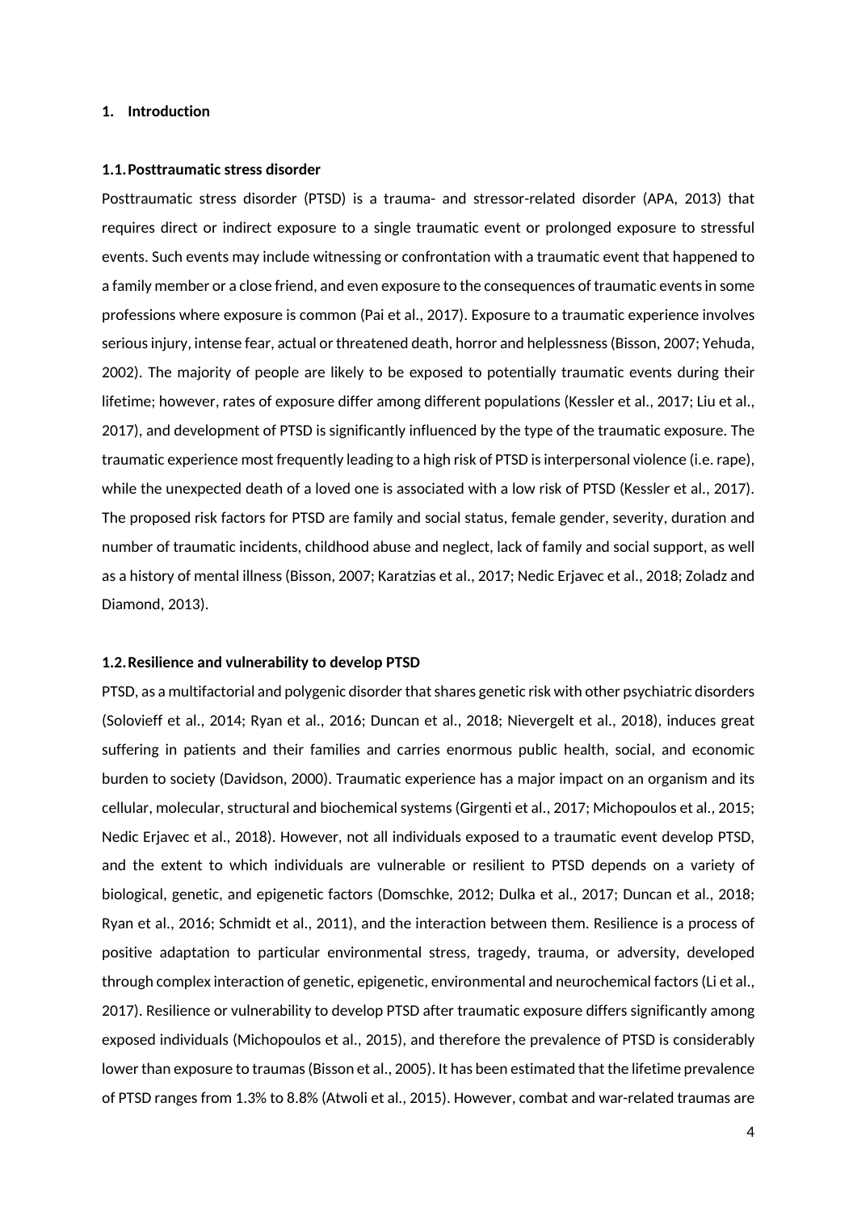# 1. Introduction

## 1.1. Posttraumatic stress disorder

Posttraumatic stress disorder (PTSD) is a trauma- and stressor-related disorder (APA, 2013) that requires direct or indirect exposure to a single traumatic event or prolonged exposure to stressful events. Such events may include witnessing or confrontation with a traumatic event that happened to a family member or a close friend, and even exposure to the consequences of traumatic events in some professions where exposure is common (Pai et al., 2017). Exposure to a traumatic experience involves serious injury, intense fear, actual or threatened death, horror and helplessness (Bisson, 2007; Yehuda, 2002). The majority of people are likely to be exposed to potentially traumatic events during their lifetime; however, rates of exposure differ among different populations (Kessler et al., 2017; Liu et al., 2017), and development of PTSD is significantly influenced by the type of the traumatic exposure. The traumatic experience most frequently leading to a high risk of PTSD is interpersonal violence (i.e. rape), while the unexpected death of a loved one is associated with a low risk of PTSD (Kessler et al., 2017). The proposed risk factors for PTSD are family and social status, female gender, severity, duration and number of traumatic incidents, childhood abuse and neglect, lack of family and social support, as well as a history of mental illness (Bisson, 2007; Karatzias et al., 2017; Nedic Erjavec et al., 2018; Zoladz and Diamond, 2013).

## 1.2. Resilience and vulnerability to develop PTSD

PTSD, as a multifactorial and polygenic disorder that shares genetic risk with other psychiatric disorders (Solovieff et al., 2014; Ryan et al., 2016; Duncan et al., 2018; Nievergelt et al., 2018), induces great suffering in patients and their families and carries enormous public health, social, and economic burden to society (Davidson, 2000). Traumatic experience has a major impact on an organism and its cellular, molecular, structural and biochemical systems (Girgenti et al., 2017; Michopoulos et al., 2015; Nedic Erjavec et al., 2018). However, not all individuals exposed to a traumatic event develop PTSD, and the extent to which individuals are vulnerable or resilient to PTSD depends on a variety of biological, genetic, and epigenetic factors (Domschke, 2012; Dulka et al., 2017; Duncan et al., 2018; Ryan et al., 2016; Schmidt et al., 2011), and the interaction between them. Resilience is a process of positive adaptation to particular environmental stress, tragedy, trauma, or adversity, developed through complex interaction of genetic, epigenetic, environmental and neurochemical factors (Li et al., 2017). Resilience or vulnerability to develop PTSD after traumatic exposure differs significantly among exposed individuals (Michopoulos et al., 2015), and therefore the prevalence of PTSD is considerably lower than exposure to traumas (Bisson et al., 2005). It has been estimated that the lifetime prevalence of PTSD ranges from 1.3% to 8.8% (Atwoli et al., 2015). However, combat and war-related traumas are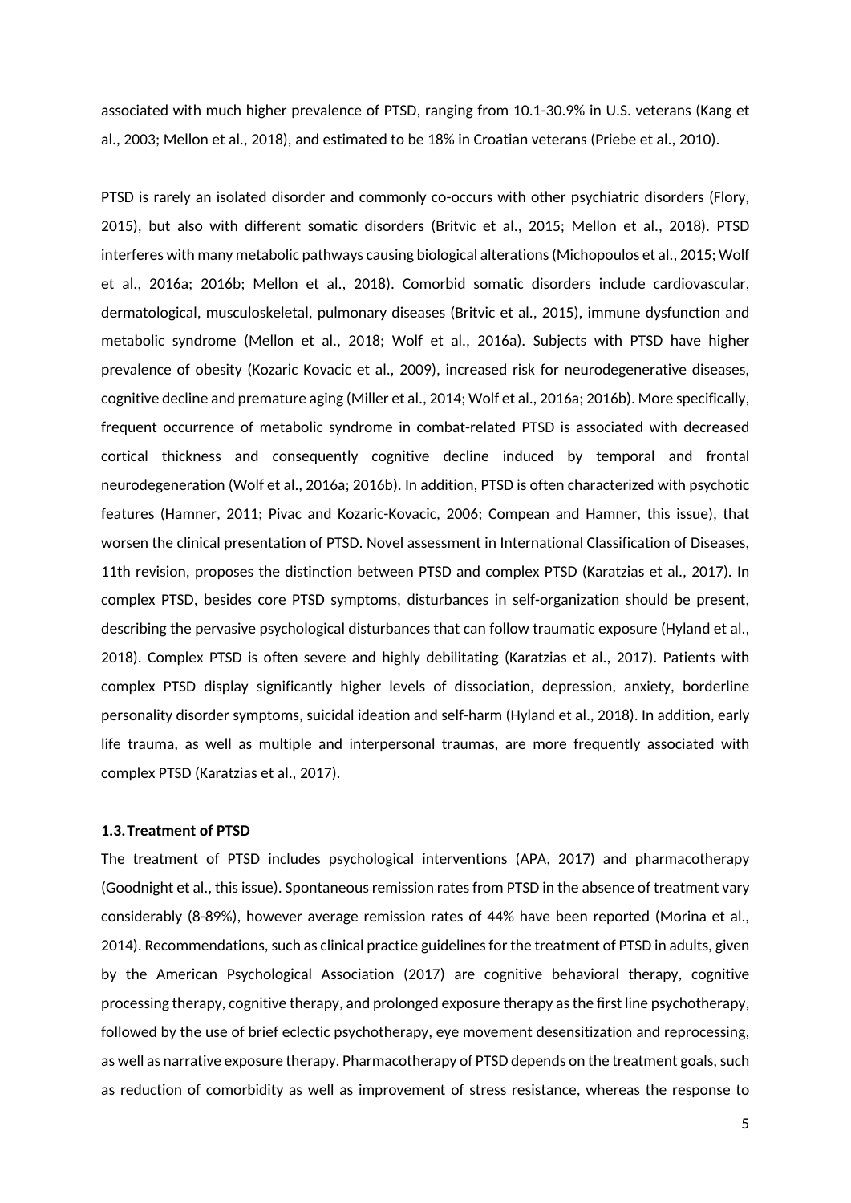associated with much higher prevalence of PTSD, ranging from 10.1-30.9% in U.S. veterans (Kang et al., 2003; Mellon et al., 2018), and estimated to be 18% in Croatian veterans (Priebe et al., 2010).

PTSD is rarely an isolated disorder and commonly co-occurs with other psychiatric disorders (Flory, 2015), but also with different somatic disorders (Britvic et al., 2015; Mellon et al., 2018). PTSD interferes with many metabolic pathways causing biological alterations (Michopoulos et al., 2015; Wolf et al., 2016a; 2016b; Mellon et al., 2018). Comorbid somatic disorders include cardiovascular, dermatological, musculoskeletal, pulmonary diseases (Britvic et al., 2015), immune dysfunction and metabolic syndrome (Mellon et al., 2018; Wolf et al., 2016a). Subjects with PTSD have higher prevalence of obesity (Kozaric Kovacic et al., 2009), increased risk for neurodegenerative diseases, cognitive decline and premature aging (Miller et al., 2014; Wolf et al., 2016a; 2016b). More specifically, frequent occurrence of metabolic syndrome in combat-related PTSD is associated with decreased cortical thickness and consequently cognitive decline induced by temporal and frontal neurodegeneration (Wolf et al., 2016a; 2016b). In addition, PTSD is often characterized with psychotic features (Hamner, 2011; Pivac and Kozaric-Kovacic, 2006; Compean and Hamner, this issue), that worsen the clinical presentation of PTSD. Novel assessment in International Classification of Diseases, 11th revision, proposes the distinction between PTSD and complex PTSD (Karatzias et al., 2017). In complex PTSD, besides core PTSD symptoms, disturbances in self-organization should be present, describing the pervasive psychological disturbances that can follow traumatic exposure (Hyland et al., 2018). Complex PTSD is often severe and highly debilitating (Karatzias et al., 2017). Patients with complex PTSD display significantly higher levels of dissociation, depression, anxiety, borderline personality disorder symptoms, suicidal ideation and self-harm (Hyland et al., 2018). In addition, early life trauma, as well as multiple and interpersonal traumas, are more frequently associated with complex PTSD (Karatzias et al., 2017).

### 1.3. Treatment of PTSD

The treatment of PTSD includes psychological interventions (APA, 2017) and pharmacotherapy (Goodnight et al., this issue). Spontaneous remission rates from PTSD in the absence of treatment vary considerably (8-89%), however average remission rates of 44% have been reported (Morina et al., 2014). Recommendations, such as clinical practice guidelines for the treatment of PTSD in adults, given by the American Psychological Association (2017) are cognitive behavioral therapy, cognitive processing therapy, cognitive therapy, and prolonged exposure therapy as the first line psychotherapy, followed by the use of brief eclectic psychotherapy, eye movement desensitization and reprocessing, as well as narrative exposure therapy. Pharmacotherapy of PTSD depends on the treatment goals, such as reduction of comorbidity as well as improvement of stress resistance, whereas the response to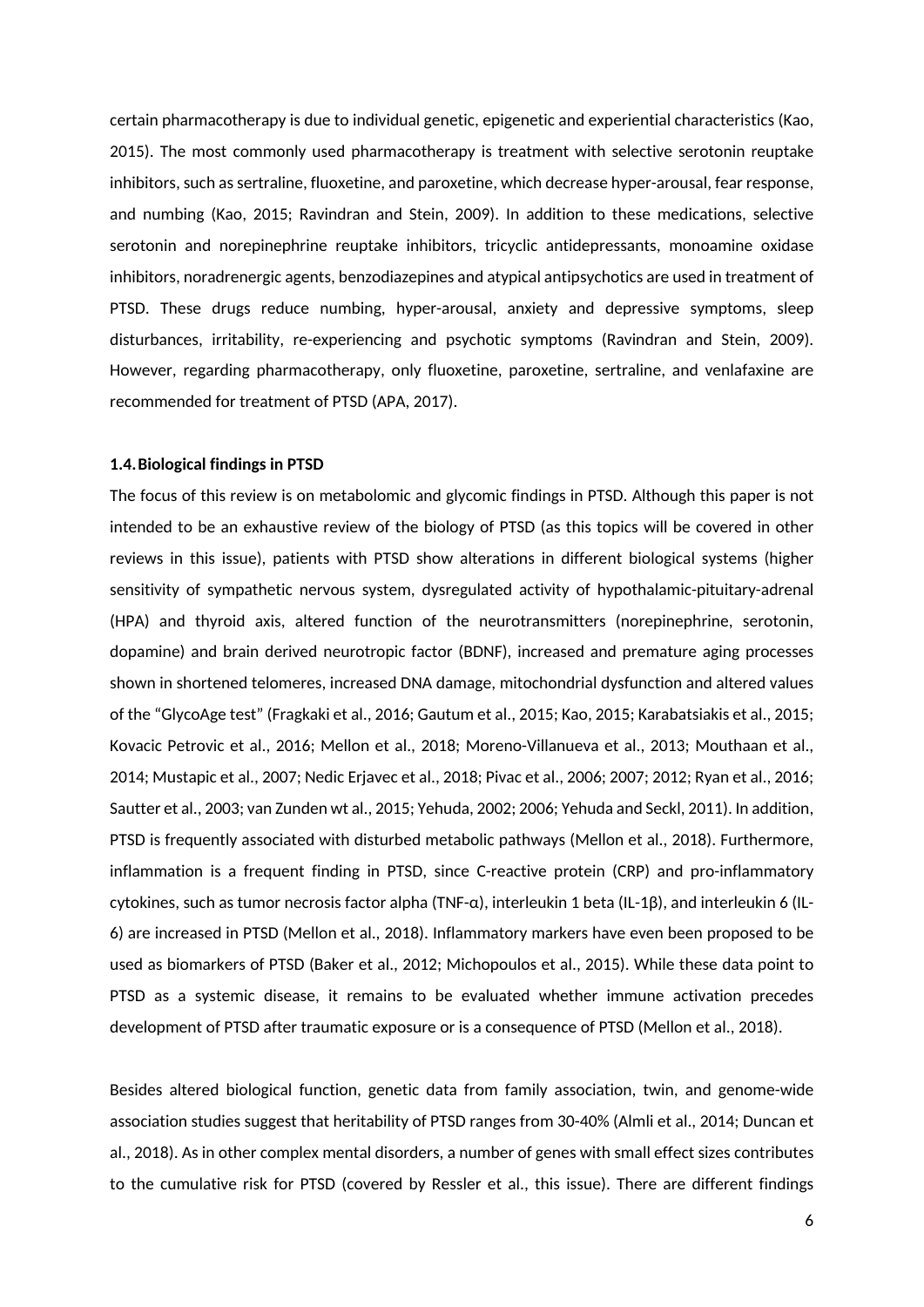certain pharmacotherapy is due to individual genetic, epigenetic and experiential characteristics (Kao, 2015). The most commonly used pharmacotherapy is treatment with selective serotonin reuptake inhibitors, such as sertraline, fluoxetine, and paroxetine, which decrease hyper-arousal, fear response, and numbing (Kao, 2015; Ravindran and Stein, 2009). In addition to these medications, selective serotonin and norepinephrine reuptake inhibitors, tricyclic antidepressants, monoamine oxidase inhibitors, noradrenergic agents, benzodiazepines and atypical antipsychotics are used in treatment of PTSD. These drugs reduce numbing, hyper-arousal, anxiety and depressive symptoms, sleep disturbances, irritability, re-experiencing and psychotic symptoms (Ravindran and Stein, 2009). However, regarding pharmacotherapy, only fluoxetine, paroxetine, sertraline, and venlafaxine are recommended for treatment of PTSD (APA, 2017).

### 1.4. Biological findings in PTSD

The focus of this review is on metabolomic and glycomic findings in PTSD. Although this paper is not intended to be an exhaustive review of the biology of PTSD (as this topics will be covered in other reviews in this issue), patients with PTSD show alterations in different biological systems (higher sensitivity of sympathetic nervous system, dysregulated activity of hypothalamic-pituitary-adrenal (HPA) and thyroid axis, altered function of the neurotransmitters (norepinephrine, serotonin, dopamine) and brain derived neurotropic factor (BDNF), increased and premature aging processes shown in shortened telomeres, increased DNA damage, mitochondrial dysfunction and altered values of the "GlycoAge test" (Fragkaki et al., 2016; Gautum et al., 2015; Kao, 2015; Karabatsiakis et al., 2015; Kovacic Petrovic et al., 2016; Mellon et al., 2018; Moreno-Villanueva et al., 2013; Mouthaan et al., 2014; Mustapic et al., 2007; Nedic Erjavec et al., 2018; Pivac et al., 2006; 2007; 2012; Ryan et al., 2016; Sautter et al., 2003; van Zunden wt al., 2015; Yehuda, 2002; 2006; Yehuda and Seckl, 2011). In addition, PTSD is frequently associated with disturbed metabolic pathways (Mellon et al., 2018). Furthermore, inflammation is a frequent finding in PTSD, since C-reactive protein (CRP) and pro-inflammatory cytokines, such as tumor necrosis factor alpha (TNF-α), interleukin 1 beta (IL-1β), and interleukin 6 (IL-6) are increased in PTSD (Mellon et al., 2018). Inflammatory markers have even been proposed to be used as biomarkers of PTSD (Baker et al., 2012; Michopoulos et al., 2015). While these data point to PTSD as a systemic disease, it remains to be evaluated whether immune activation precedes development of PTSD after traumatic exposure or is a consequence of PTSD (Mellon et al., 2018).

Besides altered biological function, genetic data from family association, twin, and genome-wide association studies suggest that heritability of PTSD ranges from 30-40% (Almli et al., 2014; Duncan et al., 2018). As in other complex mental disorders, a number of genes with small effect sizes contributes to the cumulative risk for PTSD (covered by Ressler et al., this issue). There are different findings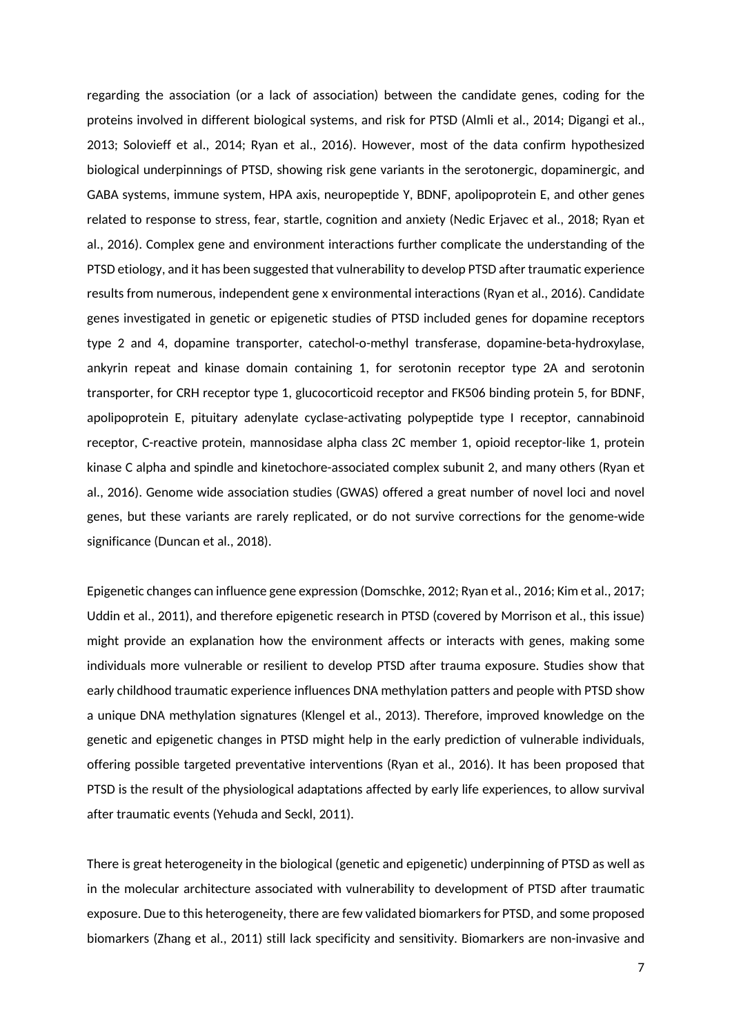regarding the association (or a lack of association) between the candidate genes, coding for the proteins involved in different biological systems, and risk for PTSD (Almli et al., 2014; Digangi et al., 2013; Solovieff et al., 2014; Ryan et al., 2016). However, most of the data confirm hypothesized biological underpinnings of PTSD, showing risk gene variants in the serotonergic, dopaminergic, and GABA systems, immune system, HPA axis, neuropeptide Y, BDNF, apolipoprotein E, and other genes related to response to stress, fear, startle, cognition and anxiety (Nedic Erjavec et al., 2018; Ryan et al., 2016). Complex gene and environment interactions further complicate the understanding of the PTSD etiology, and it has been suggested that vulnerability to develop PTSD after traumatic experience results from numerous, independent gene x environmental interactions (Ryan et al., 2016). Candidate genes investigated in genetic or epigenetic studies of PTSD included genes for dopamine receptors type 2 and 4, dopamine transporter, catechol-o-methyl transferase, dopamine-beta-hydroxylase, ankyrin repeat and kinase domain containing 1, for serotonin receptor type 2A and serotonin transporter, for CRH receptor type 1, glucocorticoid receptor and FK506 binding protein 5, for BDNF, apolipoprotein E, pituitary adenylate cyclase-activating polypeptide type I receptor, cannabinoid receptor, C-reactive protein, mannosidase alpha class 2C member 1, opioid receptor-like 1, protein kinase C alpha and spindle and kinetochore-associated complex subunit 2, and many others (Ryan et al., 2016). Genome wide association studies (GWAS) offered a great number of novel loci and novel genes, but these variants are rarely replicated, or do not survive corrections for the genome-wide significance (Duncan et al., 2018).

Epigenetic changes can influence gene expression (Domschke, 2012; Ryan et al., 2016; Kim et al., 2017; Uddin et al., 2011), and therefore epigenetic research in PTSD (covered by Morrison et al., this issue) might provide an explanation how the environment affects or interacts with genes, making some individuals more vulnerable or resilient to develop PTSD after trauma exposure. Studies show that early childhood traumatic experience influences DNA methylation patters and people with PTSD show a unique DNA methylation signatures (Klengel et al., 2013). Therefore, improved knowledge on the genetic and epigenetic changes in PTSD might help in the early prediction of vulnerable individuals, offering possible targeted preventative interventions (Ryan et al., 2016). It has been proposed that PTSD is the result of the physiological adaptations affected by early life experiences, to allow survival after traumatic events (Yehuda and Seckl, 2011).

There is great heterogeneity in the biological (genetic and epigenetic) underpinning of PTSD as well as in the molecular architecture associated with vulnerability to development of PTSD after traumatic exposure. Due to this heterogeneity, there are few validated biomarkers for PTSD, and some proposed biomarkers (Zhang et al., 2011) still lack specificity and sensitivity. Biomarkers are non-invasive and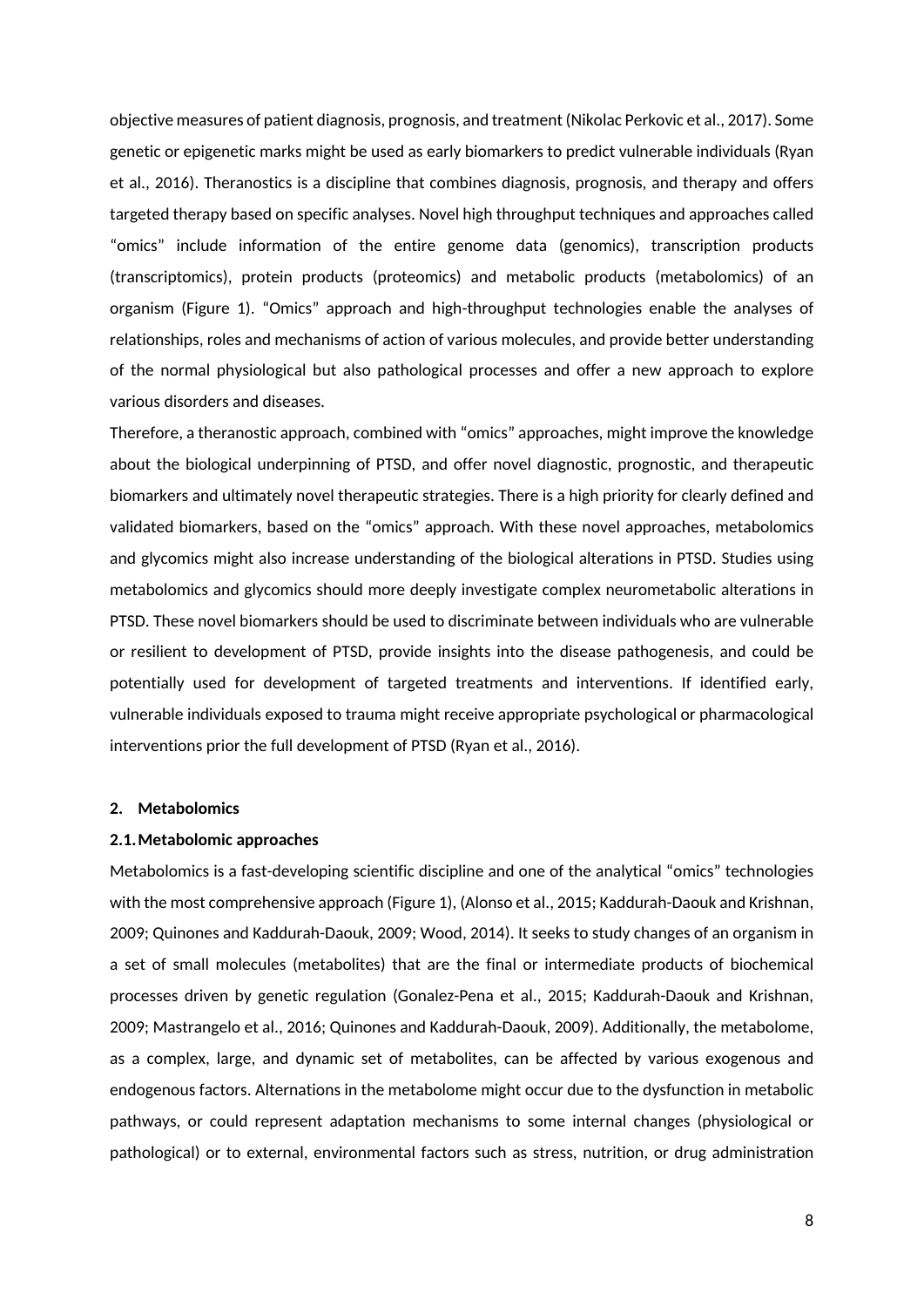objective measures of patient diagnosis, prognosis, and treatment (Nikolac Perkovic et al., 2017). Some genetic or epigenetic marks might be used as early biomarkers to predict vulnerable individuals (Ryan et al., 2016). Theranostics is a discipline that combines diagnosis, prognosis, and therapy and offers targeted therapy based on specific analyses. Novel high throughput techniques and approaches called "omics" include information of the entire genome data (genomics), transcription products (transcriptomics), protein products (proteomics) and metabolic products (metabolomics) of an organism (Figure 1). "Omics" approach and high-throughput technologies enable the analyses of relationships, roles and mechanisms of action of various molecules, and provide better understanding of the normal physiological but also pathological processes and offer a new approach to explore various disorders and diseases.

Therefore, a theranostic approach, combined with "omics" approaches, might improve the knowledge about the biological underpinning of PTSD, and offer novel diagnostic, prognostic, and therapeutic biomarkers and ultimately novel therapeutic strategies. There is a high priority for clearly defined and validated biomarkers, based on the "omics" approach. With these novel approaches, metabolomics and glycomics might also increase understanding of the biological alterations in PTSD. Studies using metabolomics and glycomics should more deeply investigate complex neurometabolic alterations in PTSD. These novel biomarkers should be used to discriminate between individuals who are vulnerable or resilient to development of PTSD, provide insights into the disease pathogenesis, and could be potentially used for development of targeted treatments and interventions. If identified early, vulnerable individuals exposed to trauma might receive appropriate psychological or pharmacological interventions prior the full development of PTSD (Ryan et al., 2016).

## 2. Metabolomics

### 2.1. Metabolomic approaches

Metabolomics is a fast-developing scientific discipline and one of the analytical "omics" technologies with the most comprehensive approach (Figure 1), (Alonso et al., 2015; Kaddurah-Daouk and Krishnan, 2009; Quinones and Kaddurah-Daouk, 2009; Wood, 2014). It seeks to study changes of an organism in a set of small molecules (metabolites) that are the final or intermediate products of biochemical processes driven by genetic regulation (Gonalez-Pena et al., 2015; Kaddurah-Daouk and Krishnan, 2009; Mastrangelo et al., 2016; Quinones and Kaddurah-Daouk, 2009). Additionally, the metabolome, as a complex, large, and dynamic set of metabolites, can be affected by various exogenous and endogenous factors. Alternations in the metabolome might occur due to the dysfunction in metabolic pathways, or could represent adaptation mechanisms to some internal changes (physiological or pathological) or to external, environmental factors such as stress, nutrition, or drug administration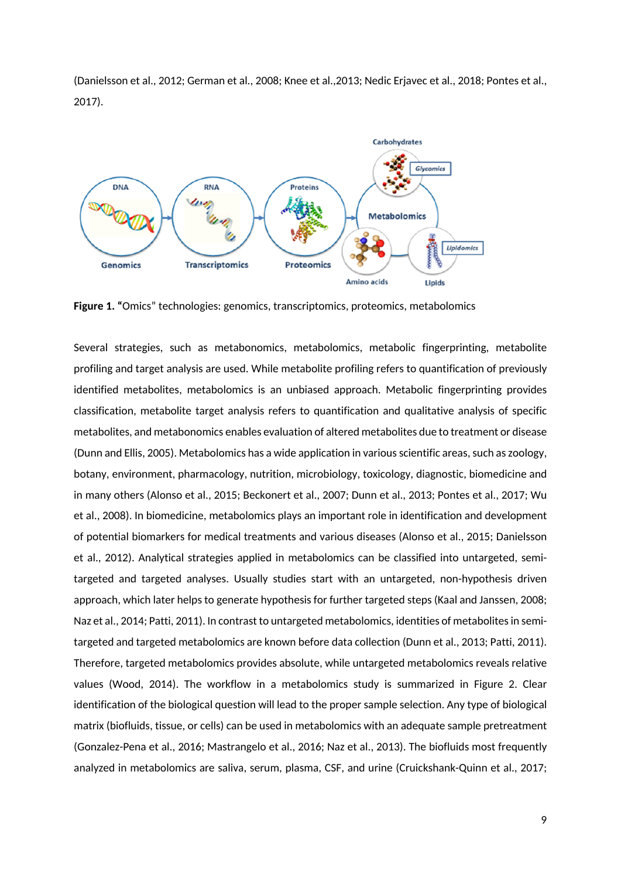(Danielsson et al., 2012; German et al., 2008; Knee et al.,2013; Nedic Erjavec et al., 2018; Pontes et al., 2017).

**Figure 1. "**Omics" technologies: genomics, transcriptomics, proteomics, metabolomics

Several strategies, such as metabonomics, metabolomics, metabolic fingerprinting, metabolite profiling and target analysis are used. While metabolite profiling refers to quantification of previously identified metabolites, metabolomics is an unbiased approach. Metabolic fingerprinting provides classification, metabolite target analysis refers to quantification and qualitative analysis of specific metabolites, and metabonomics enables evaluation of altered metabolites due to treatment or disease (Dunn and Ellis, 2005). Metabolomics has a wide application in various scientific areas, such as zoology, botany, environment, pharmacology, nutrition, microbiology, toxicology, diagnostic, biomedicine and in many others (Alonso et al., 2015; Beckonert et al., 2007; Dunn et al., 2013; Pontes et al., 2017; Wu et al., 2008). In biomedicine, metabolomics plays an important role in identification and development of potential biomarkers for medical treatments and various diseases (Alonso et al., 2015; Danielsson et al., 2012). Analytical strategies applied in metabolomics can be classified into untargeted, semi-targeted and targeted analyses. Usually studies start with an untargeted, non-hypothesis driven approach, which later helps to generate hypothesis for further targeted steps (Kaal and Janssen, 2008; Naz et al., 2014; Patti, 2011). In contrast to untargeted metabolomics, identities of metabolites in semi-targeted and targeted metabolomics are known before data collection (Dunn et al., 2013; Patti, 2011). Therefore, targeted metabolomics provides absolute, while untargeted metabolomics reveals relative values (Wood, 2014). The workflow in a metabolomics study is summarized in Figure 2. Clear identification of the biological question will lead to the proper sample selection. Any type of biological matrix (biofluids, tissue, or cells) can be used in metabolomics with an adequate sample pretreatment (Gonzalez-Pena et al., 2016; Mastrangelo et al., 2016; Naz et al., 2013). The biofluids most frequently analyzed in metabolomics are saliva, serum, plasma, CSF, and urine (Cruickshank-Quinn et al., 2017;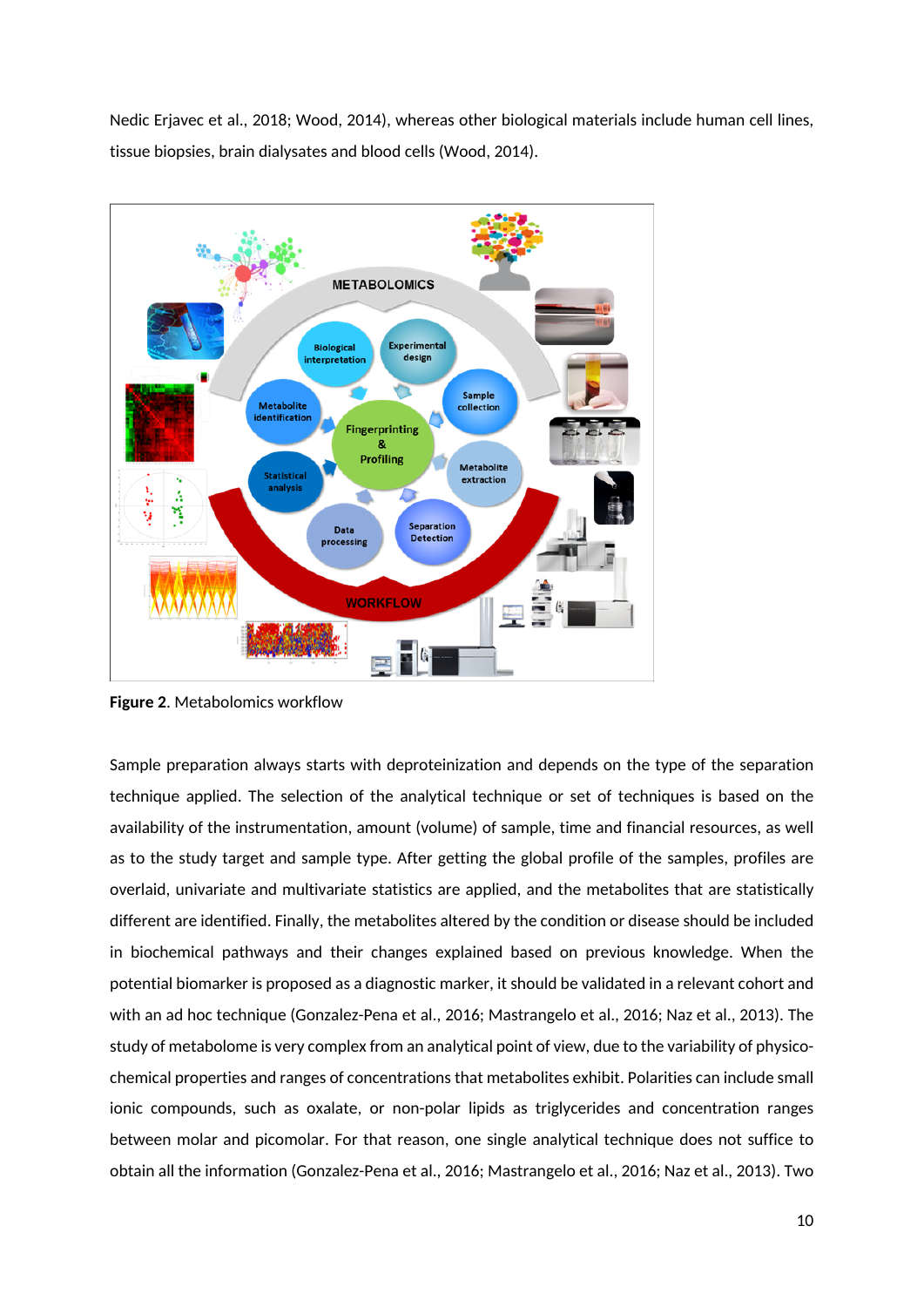Nedic Erjavec et al., 2018; Wood, 2014), whereas other biological materials include human cell lines, tissue biopsies, brain dialysates and blood cells (Wood, 2014).

**Figure 2**. Metabolomics workflow

Sample preparation always starts with deproteinization and depends on the type of the separation technique applied. The selection of the analytical technique or set of techniques is based on the availability of the instrumentation, amount (volume) of sample, time and financial resources, as well as to the study target and sample type. After getting the global profile of the samples, profiles are overlaid, univariate and multivariate statistics are applied, and the metabolites that are statistically different are identified. Finally, the metabolites altered by the condition or disease should be included in biochemical pathways and their changes explained based on previous knowledge. When the potential biomarker is proposed as a diagnostic marker, it should be validated in a relevant cohort and with an ad hoc technique (Gonzalez-Pena et al., 2016; Mastrangelo et al., 2016; Naz et al., 2013). The study of metabolome is very complex from an analytical point of view, due to the variability of physico-chemical properties and ranges of concentrations that metabolites exhibit. Polarities can include small ionic compounds, such as oxalate, or non-polar lipids as triglycerides and concentration ranges between molar and picomolar. For that reason, one single analytical technique does not suffice to obtain all the information (Gonzalez-Pena et al., 2016; Mastrangelo et al., 2016; Naz et al., 2013). Two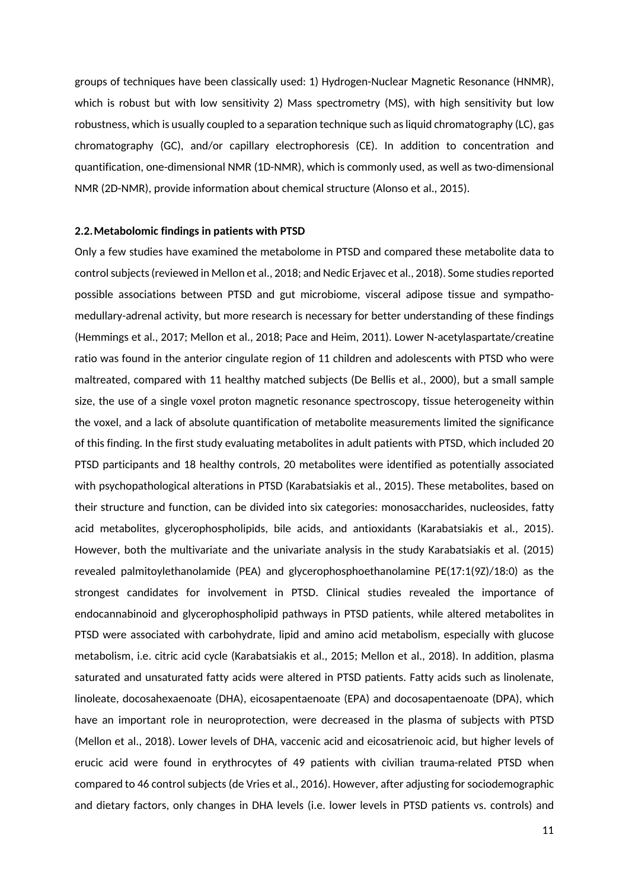groups of techniques have been classically used: 1) Hydrogen-Nuclear Magnetic Resonance (HNMR), which is robust but with low sensitivity 2) Mass spectrometry (MS), with high sensitivity but low robustness, which is usually coupled to a separation technique such as liquid chromatography (LC), gas chromatography (GC), and/or capillary electrophoresis (CE). In addition to concentration and quantification, one-dimensional NMR (1D-NMR), which is commonly used, as well as two-dimensional NMR (2D-NMR), provide information about chemical structure (Alonso et al., 2015).

### 2.2. Metabolomic findings in patients with PTSD

Only a few studies have examined the metabolome in PTSD and compared these metabolite data to control subjects (reviewed in Mellon et al., 2018; and Nedic Erjavec et al., 2018). Some studies reported possible associations between PTSD and gut microbiome, visceral adipose tissue and sympatho-medullary-adrenal activity, but more research is necessary for better understanding of these findings (Hemmings et al., 2017; Mellon et al., 2018; Pace and Heim, 2011). Lower N-acetylaspartate/creatine ratio was found in the anterior cingulate region of 11 children and adolescents with PTSD who were maltreated, compared with 11 healthy matched subjects (De Bellis et al., 2000), but a small sample size, the use of a single voxel proton magnetic resonance spectroscopy, tissue heterogeneity within the voxel, and a lack of absolute quantification of metabolite measurements limited the significance of this finding. In the first study evaluating metabolites in adult patients with PTSD, which included 20 PTSD participants and 18 healthy controls, 20 metabolites were identified as potentially associated with psychopathological alterations in PTSD (Karabatsiakis et al., 2015). These metabolites, based on their structure and function, can be divided into six categories: monosaccharides, nucleosides, fatty acid metabolites, glycerophospholipids, bile acids, and antioxidants (Karabatsiakis et al., 2015). However, both the multivariate and the univariate analysis in the study Karabatsiakis et al. (2015) revealed palmitoylethanolamide (PEA) and glycerophosphoethanolamine PE(17:1(9Z)/18:0) as the strongest candidates for involvement in PTSD. Clinical studies revealed the importance of endocannabinoid and glycerophospholipid pathways in PTSD patients, while altered metabolites in PTSD were associated with carbohydrate, lipid and amino acid metabolism, especially with glucose metabolism, i.e. citric acid cycle (Karabatsiakis et al., 2015; Mellon et al., 2018). In addition, plasma saturated and unsaturated fatty acids were altered in PTSD patients. Fatty acids such as linolenate, linoleate, docosahexaenoate (DHA), eicosapentaenoate (EPA) and docosapentaenoate (DPA), which have an important role in neuroprotection, were decreased in the plasma of subjects with PTSD (Mellon et al., 2018). Lower levels of DHA, vaccenic acid and eicosatrienoic acid, but higher levels of erucic acid were found in erythrocytes of 49 patients with civilian trauma-related PTSD when compared to 46 control subjects (de Vries et al., 2016). However, after adjusting for sociodemographic and dietary factors, only changes in DHA levels (i.e. lower levels in PTSD patients vs. controls) and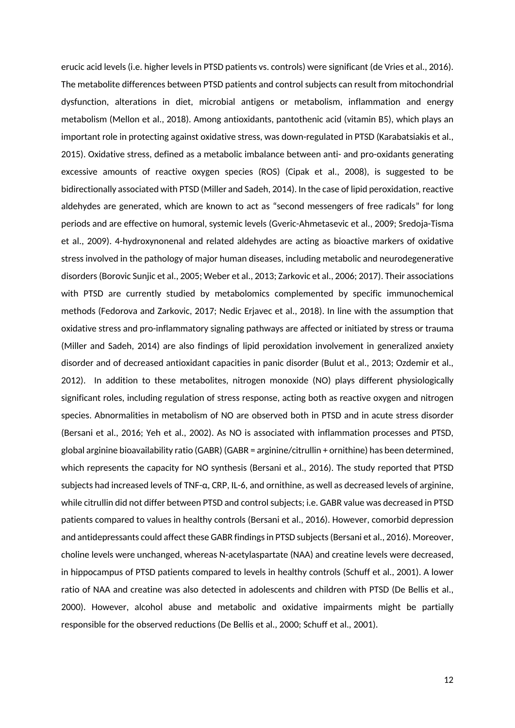erucic acid levels (i.e. higher levels in PTSD patients vs. controls) were significant (de Vries et al., 2016). The metabolite differences between PTSD patients and control subjects can result from mitochondrial dysfunction, alterations in diet, microbial antigens or metabolism, inflammation and energy metabolism (Mellon et al., 2018). Among antioxidants, pantothenic acid (vitamin B5), which plays an important role in protecting against oxidative stress, was down-regulated in PTSD (Karabatsiakis et al., 2015). Oxidative stress, defined as a metabolic imbalance between anti- and pro-oxidants generating excessive amounts of reactive oxygen species (ROS) (Cipak et al., 2008), is suggested to be bidirectionally associated with PTSD (Miller and Sadeh, 2014). In the case of lipid peroxidation, reactive aldehydes are generated, which are known to act as "second messengers of free radicals" for long periods and are effective on humoral, systemic levels (Gveric-Ahmetasevic et al., 2009; Sredoja-Tisma et al., 2009). 4-hydroxynonenal and related aldehydes are acting as bioactive markers of oxidative stress involved in the pathology of major human diseases, including metabolic and neurodegenerative disorders (Borovic Sunjic et al., 2005; Weber et al., 2013; Zarkovic et al., 2006; 2017). Their associations with PTSD are currently studied by metabolomics complemented by specific immunochemical methods (Fedorova and Zarkovic, 2017; Nedic Erjavec et al., 2018). In line with the assumption that oxidative stress and pro-inflammatory signaling pathways are affected or initiated by stress or trauma (Miller and Sadeh, 2014) are also findings of lipid peroxidation involvement in generalized anxiety disorder and of decreased antioxidant capacities in panic disorder (Bulut et al., 2013; Ozdemir et al., 2012). In addition to these metabolites, nitrogen monoxide (NO) plays different physiologically significant roles, including regulation of stress response, acting both as reactive oxygen and nitrogen species. Abnormalities in metabolism of NO are observed both in PTSD and in acute stress disorder (Bersani et al., 2016; Yeh et al., 2002). As NO is associated with inflammation processes and PTSD, global arginine bioavailability ratio (GABR) (GABR = arginine/citrullin + ornithine) has been determined, which represents the capacity for NO synthesis (Bersani et al., 2016). The study reported that PTSD subjects had increased levels of TNF-α, CRP, IL-6, and ornithine, as well as decreased levels of arginine, while citrullin did not differ between PTSD and control subjects; i.e. GABR value was decreased in PTSD patients compared to values in healthy controls (Bersani et al., 2016). However, comorbid depression and antidepressants could affect these GABR findings in PTSD subjects (Bersani et al., 2016). Moreover, choline levels were unchanged, whereas N-acetylaspartate (NAA) and creatine levels were decreased, in hippocampus of PTSD patients compared to levels in healthy controls (Schuff et al., 2001). A lower ratio of NAA and creatine was also detected in adolescents and children with PTSD (De Bellis et al., 2000). However, alcohol abuse and metabolic and oxidative impairments might be partially responsible for the observed reductions (De Bellis et al., 2000; Schuff et al., 2001).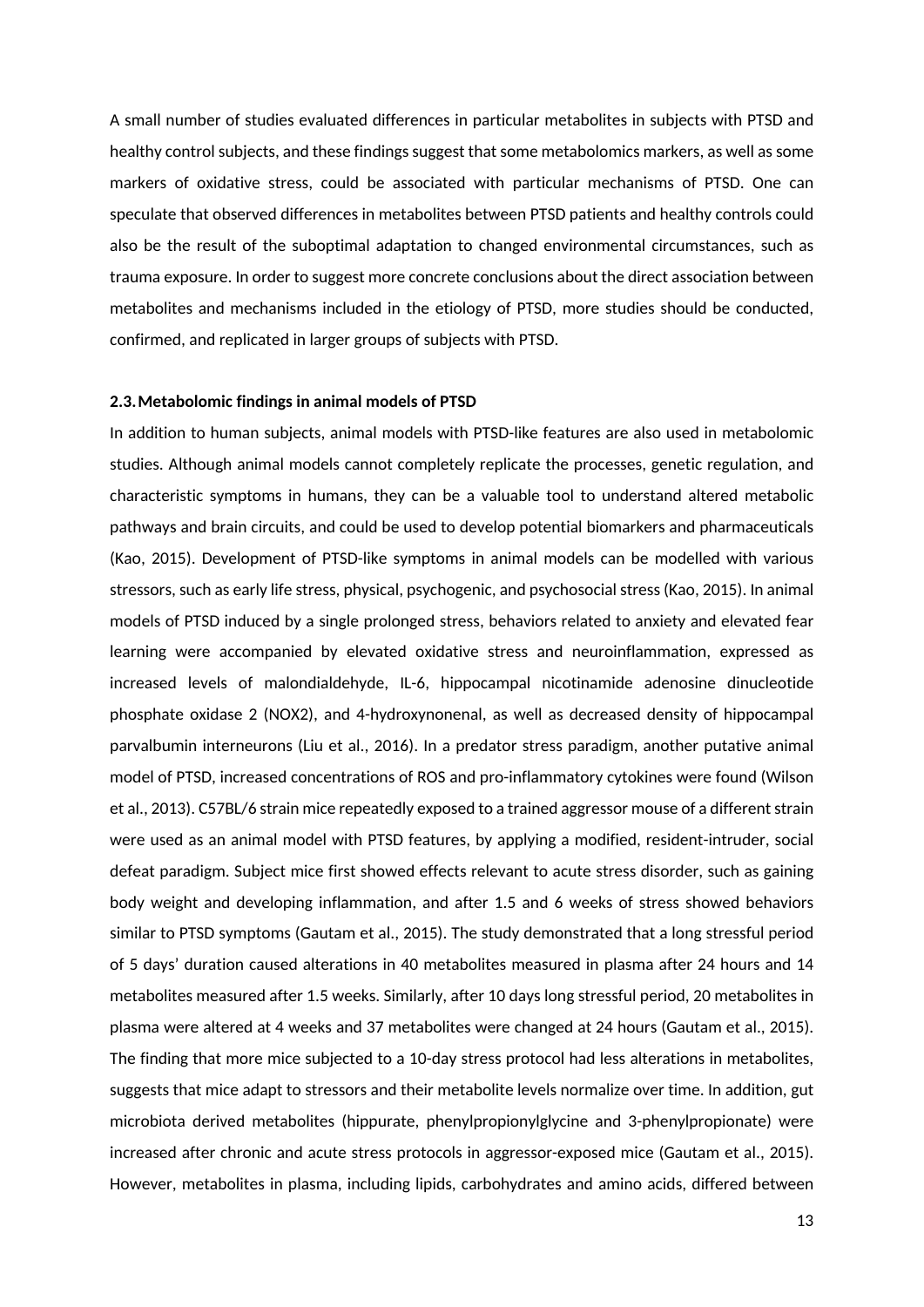A small number of studies evaluated differences in particular metabolites in subjects with PTSD and healthy control subjects, and these findings suggest that some metabolomics markers, as well as some markers of oxidative stress, could be associated with particular mechanisms of PTSD. One can speculate that observed differences in metabolites between PTSD patients and healthy controls could also be the result of the suboptimal adaptation to changed environmental circumstances, such as trauma exposure. In order to suggest more concrete conclusions about the direct association between metabolites and mechanisms included in the etiology of PTSD, more studies should be conducted, confirmed, and replicated in larger groups of subjects with PTSD.

### 2.3. Metabolomic findings in animal models of PTSD

In addition to human subjects, animal models with PTSD-like features are also used in metabolomic studies. Although animal models cannot completely replicate the processes, genetic regulation, and characteristic symptoms in humans, they can be a valuable tool to understand altered metabolic pathways and brain circuits, and could be used to develop potential biomarkers and pharmaceuticals (Kao, 2015). Development of PTSD-like symptoms in animal models can be modelled with various stressors, such as early life stress, physical, psychogenic, and psychosocial stress (Kao, 2015). In animal models of PTSD induced by a single prolonged stress, behaviors related to anxiety and elevated fear learning were accompanied by elevated oxidative stress and neuroinflammation, expressed as increased levels of malondialdehyde, IL-6, hippocampal nicotinamide adenosine dinucleotide phosphate oxidase 2 (NOX2), and 4-hydroxynonenal, as well as decreased density of hippocampal parvalbumin interneurons (Liu et al., 2016). In a predator stress paradigm, another putative animal model of PTSD, increased concentrations of ROS and pro-inflammatory cytokines were found (Wilson et al., 2013). C57BL/6 strain mice repeatedly exposed to a trained aggressor mouse of a different strain were used as an animal model with PTSD features, by applying a modified, resident-intruder, social defeat paradigm. Subject mice first showed effects relevant to acute stress disorder, such as gaining body weight and developing inflammation, and after 1.5 and 6 weeks of stress showed behaviors similar to PTSD symptoms (Gautam et al., 2015). The study demonstrated that a long stressful period of 5 days' duration caused alterations in 40 metabolites measured in plasma after 24 hours and 14 metabolites measured after 1.5 weeks. Similarly, after 10 days long stressful period, 20 metabolites in plasma were altered at 4 weeks and 37 metabolites were changed at 24 hours (Gautam et al., 2015). The finding that more mice subjected to a 10-day stress protocol had less alterations in metabolites, suggests that mice adapt to stressors and their metabolite levels normalize over time. In addition, gut microbiota derived metabolites (hippurate, phenylpropionylglycine and 3-phenylpropionate) were increased after chronic and acute stress protocols in aggressor-exposed mice (Gautam et al., 2015). However, metabolites in plasma, including lipids, carbohydrates and amino acids, differed between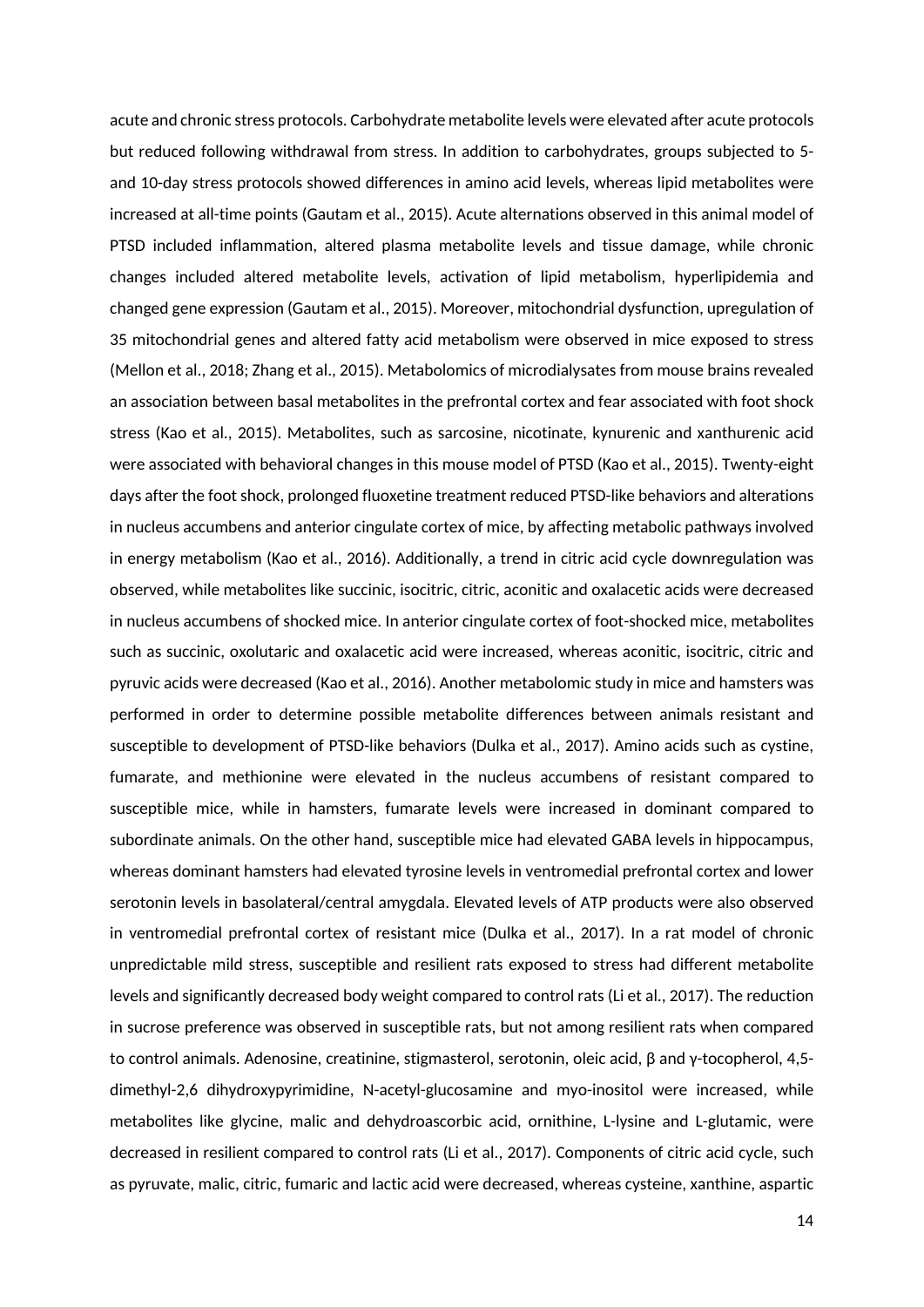acute and chronic stress protocols. Carbohydrate metabolite levels were elevated after acute protocols but reduced following withdrawal from stress. In addition to carbohydrates, groups subjected to 5- and 10-day stress protocols showed differences in amino acid levels, whereas lipid metabolites were increased at all-time points (Gautam et al., 2015). Acute alternations observed in this animal model of PTSD included inflammation, altered plasma metabolite levels and tissue damage, while chronic changes included altered metabolite levels, activation of lipid metabolism, hyperlipidemia and changed gene expression (Gautam et al., 2015). Moreover, mitochondrial dysfunction, upregulation of 35 mitochondrial genes and altered fatty acid metabolism were observed in mice exposed to stress (Mellon et al., 2018; Zhang et al., 2015). Metabolomics of microdialysates from mouse brains revealed an association between basal metabolites in the prefrontal cortex and fear associated with foot shock stress (Kao et al., 2015). Metabolites, such as sarcosine, nicotinate, kynurenic and xanthurenic acid were associated with behavioral changes in this mouse model of PTSD (Kao et al., 2015). Twenty-eight days after the foot shock, prolonged fluoxetine treatment reduced PTSD-like behaviors and alterations in nucleus accumbens and anterior cingulate cortex of mice, by affecting metabolic pathways involved in energy metabolism (Kao et al., 2016). Additionally, a trend in citric acid cycle downregulation was observed, while metabolites like succinic, isocitric, citric, aconitic and oxalacetic acids were decreased in nucleus accumbens of shocked mice. In anterior cingulate cortex of foot-shocked mice, metabolites such as succinic, oxolutaric and oxalacetic acid were increased, whereas aconitic, isocitric, citric and pyruvic acids were decreased (Kao et al., 2016). Another metabolomic study in mice and hamsters was performed in order to determine possible metabolite differences between animals resistant and susceptible to development of PTSD-like behaviors (Dulka et al., 2017). Amino acids such as cystine, fumarate, and methionine were elevated in the nucleus accumbens of resistant compared to susceptible mice, while in hamsters, fumarate levels were increased in dominant compared to subordinate animals. On the other hand, susceptible mice had elevated GABA levels in hippocampus, whereas dominant hamsters had elevated tyrosine levels in ventromedial prefrontal cortex and lower serotonin levels in basolateral/central amygdala. Elevated levels of ATP products were also observed in ventromedial prefrontal cortex of resistant mice (Dulka et al., 2017). In a rat model of chronic unpredictable mild stress, susceptible and resilient rats exposed to stress had different metabolite levels and significantly decreased body weight compared to control rats (Li et al., 2017). The reduction in sucrose preference was observed in susceptible rats, but not among resilient rats when compared to control animals. Adenosine, creatinine, stigmasterol, serotonin, oleic acid, β and γ-tocopherol, 4,5-dimethyl-2,6 dihydroxypyrimidine, N-acetyl-glucosamine and myo-inositol were increased, while metabolites like glycine, malic and dehydroascorbic acid, ornithine, L-lysine and L-glutamic, were decreased in resilient compared to control rats (Li et al., 2017). Components of citric acid cycle, such as pyruvate, malic, citric, fumaric and lactic acid were decreased, whereas cysteine, xanthine, aspartic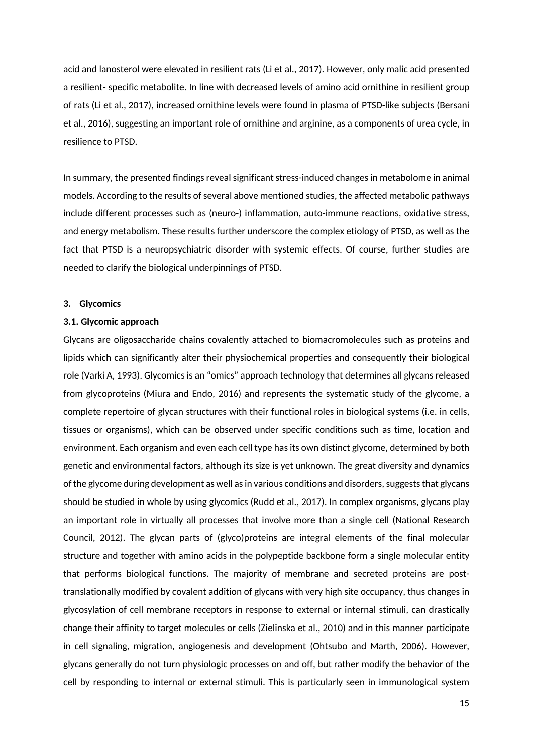acid and lanosterol were elevated in resilient rats (Li et al., 2017). However, only malic acid presented a resilient- specific metabolite. In line with decreased levels of amino acid ornithine in resilient group of rats (Li et al., 2017), increased ornithine levels were found in plasma of PTSD-like subjects (Bersani et al., 2016), suggesting an important role of ornithine and arginine, as a components of urea cycle, in resilience to PTSD.

In summary, the presented findings reveal significant stress-induced changes in metabolome in animal models. According to the results of several above mentioned studies, the affected metabolic pathways include different processes such as (neuro-) inflammation, auto-immune reactions, oxidative stress, and energy metabolism. These results further underscore the complex etiology of PTSD, as well as the fact that PTSD is a neuropsychiatric disorder with systemic effects. Of course, further studies are needed to clarify the biological underpinnings of PTSD.

## 3. Glycomics

### 3.1. Glycomic approach

Glycans are oligosaccharide chains covalently attached to biomacromolecules such as proteins and lipids which can significantly alter their physiochemical properties and consequently their biological role (Varki A, 1993). Glycomics is an "omics" approach technology that determines all glycans released from glycoproteins (Miura and Endo, 2016) and represents the systematic study of the glycome, a complete repertoire of glycan structures with their functional roles in biological systems (i.e. in cells, tissues or organisms), which can be observed under specific conditions such as time, location and environment. Each organism and even each cell type has its own distinct glycome, determined by both genetic and environmental factors, although its size is yet unknown. The great diversity and dynamics of the glycome during development as well as in various conditions and disorders, suggests that glycans should be studied in whole by using glycomics (Rudd et al., 2017). In complex organisms, glycans play an important role in virtually all processes that involve more than a single cell (National Research Council, 2012). The glycan parts of (glyco)proteins are integral elements of the final molecular structure and together with amino acids in the polypeptide backbone form a single molecular entity that performs biological functions. The majority of membrane and secreted proteins are post-translationally modified by covalent addition of glycans with very high site occupancy, thus changes in glycosylation of cell membrane receptors in response to external or internal stimuli, can drastically change their affinity to target molecules or cells (Zielinska et al., 2010) and in this manner participate in cell signaling, migration, angiogenesis and development (Ohtsubo and Marth, 2006). However, glycans generally do not turn physiologic processes on and off, but rather modify the behavior of the cell by responding to internal or external stimuli. This is particularly seen in immunological system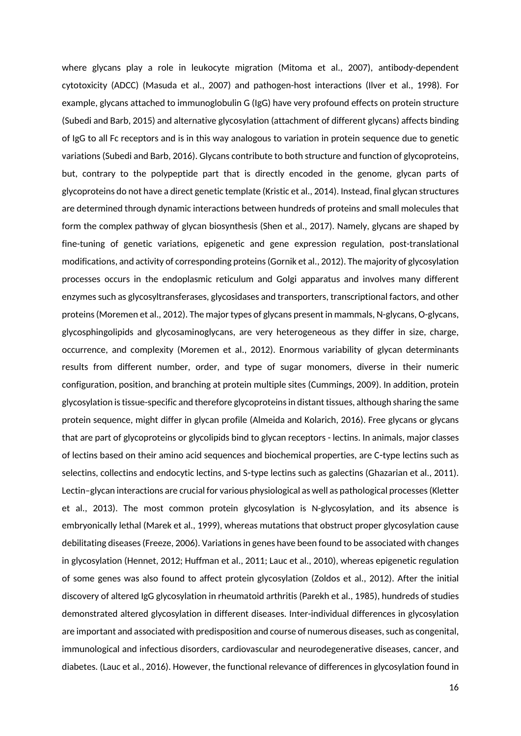where glycans play a role in leukocyte migration (Mitoma et al., 2007), antibody-dependent cytotoxicity (ADCC) (Masuda et al., 2007) and pathogen-host interactions (Ilver et al., 1998). For example, glycans attached to immunoglobulin G (IgG) have very profound effects on protein structure (Subedi and Barb, 2015) and alternative glycosylation (attachment of different glycans) affects binding of IgG to all Fc receptors and is in this way analogous to variation in protein sequence due to genetic variations (Subedi and Barb, 2016). Glycans contribute to both structure and function of glycoproteins, but, contrary to the polypeptide part that is directly encoded in the genome, glycan parts of glycoproteins do not have a direct genetic template (Kristic et al., 2014). Instead, final glycan structures are determined through dynamic interactions between hundreds of proteins and small molecules that form the complex pathway of glycan biosynthesis (Shen et al., 2017). Namely, glycans are shaped by fine-tuning of genetic variations, epigenetic and gene expression regulation, post-translational modifications, and activity of corresponding proteins (Gornik et al., 2012). The majority of glycosylation processes occurs in the endoplasmic reticulum and Golgi apparatus and involves many different enzymes such as glycosyltransferases, glycosidases and transporters, transcriptional factors, and other proteins (Moremen et al., 2012). The major types of glycans present in mammals, N-glycans, O-glycans, glycosphingolipids and glycosaminoglycans, are very heterogeneous as they differ in size, charge, occurrence, and complexity (Moremen et al., 2012). Enormous variability of glycan determinants results from different number, order, and type of sugar monomers, diverse in their numeric configuration, position, and branching at protein multiple sites (Cummings, 2009). In addition, protein glycosylation is tissue-specific and therefore glycoproteins in distant tissues, although sharing the same protein sequence, might differ in glycan profile (Almeida and Kolarich, 2016). Free glycans or glycans that are part of glycoproteins or glycolipids bind to glycan receptors - lectins. In animals, major classes of lectins based on their amino acid sequences and biochemical properties, are C-type lectins such as selectins, collectins and endocytic lectins, and S-type lectins such as galectins (Ghazarian et al., 2011). Lectin–glycan interactions are crucial for various physiological as well as pathological processes (Kletter et al., 2013). The most common protein glycosylation is N-glycosylation, and its absence is embryonically lethal (Marek et al., 1999), whereas mutations that obstruct proper glycosylation cause debilitating diseases (Freeze, 2006). Variations in genes have been found to be associated with changes in glycosylation (Hennet, 2012; Huffman et al., 2011; Lauc et al., 2010), whereas epigenetic regulation of some genes was also found to affect protein glycosylation (Zoldos et al., 2012). After the initial discovery of altered IgG glycosylation in rheumatoid arthritis (Parekh et al., 1985), hundreds of studies demonstrated altered glycosylation in different diseases. Inter-individual differences in glycosylation are important and associated with predisposition and course of numerous diseases, such as congenital, immunological and infectious disorders, cardiovascular and neurodegenerative diseases, cancer, and diabetes. (Lauc et al., 2016). However, the functional relevance of differences in glycosylation found in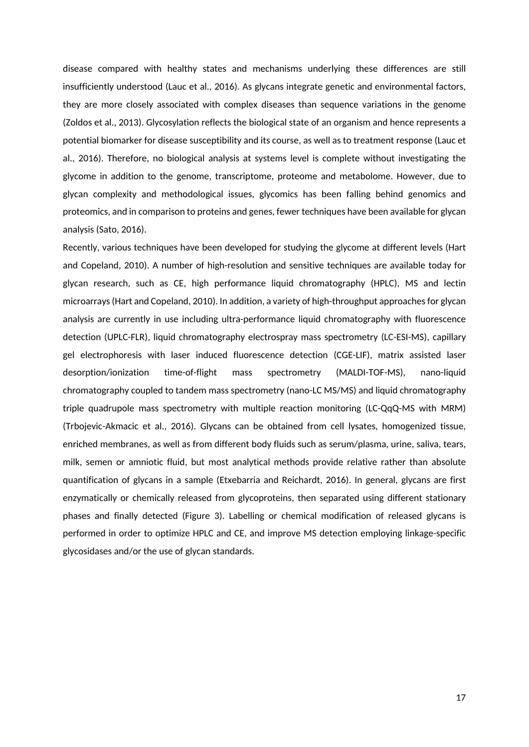disease compared with healthy states and mechanisms underlying these differences are still insufficiently understood (Lauc et al., 2016). As glycans integrate genetic and environmental factors, they are more closely associated with complex diseases than sequence variations in the genome (Zoldos et al., 2013). Glycosylation reflects the biological state of an organism and hence represents a potential biomarker for disease susceptibility and its course, as well as to treatment response (Lauc et al., 2016). Therefore, no biological analysis at systems level is complete without investigating the glycome in addition to the genome, transcriptome, proteome and metabolome. However, due to glycan complexity and methodological issues, glycomics has been falling behind genomics and proteomics, and in comparison to proteins and genes, fewer techniques have been available for glycan analysis (Sato, 2016).

Recently, various techniques have been developed for studying the glycome at different levels (Hart and Copeland, 2010). A number of high-resolution and sensitive techniques are available today for glycan research, such as CE, high performance liquid chromatography (HPLC), MS and lectin microarrays (Hart and Copeland, 2010). In addition, a variety of high-throughput approaches for glycan analysis are currently in use including ultra-performance liquid chromatography with fluorescence detection (UPLC-FLR), liquid chromatography electrospray mass spectrometry (LC-ESI-MS), capillary gel electrophoresis with laser induced fluorescence detection (CGE-LIF), matrix assisted laser desorption/ionization time-of-flight mass spectrometry (MALDI-TOF-MS), nano-liquid chromatography coupled to tandem mass spectrometry (nano-LC MS/MS) and liquid chromatography triple quadrupole mass spectrometry with multiple reaction monitoring (LC-QqQ-MS with MRM) (Trbojevic-Akmacic et al., 2016). Glycans can be obtained from cell lysates, homogenized tissue, enriched membranes, as well as from different body fluids such as serum/plasma, urine, saliva, tears, milk, semen or amniotic fluid, but most analytical methods provide relative rather than absolute quantification of glycans in a sample (Etxebarria and Reichardt, 2016). In general, glycans are first enzymatically or chemically released from glycoproteins, then separated using different stationary phases and finally detected (Figure 3). Labelling or chemical modification of released glycans is performed in order to optimize HPLC and CE, and improve MS detection employing linkage-specific glycosidases and/or the use of glycan standards.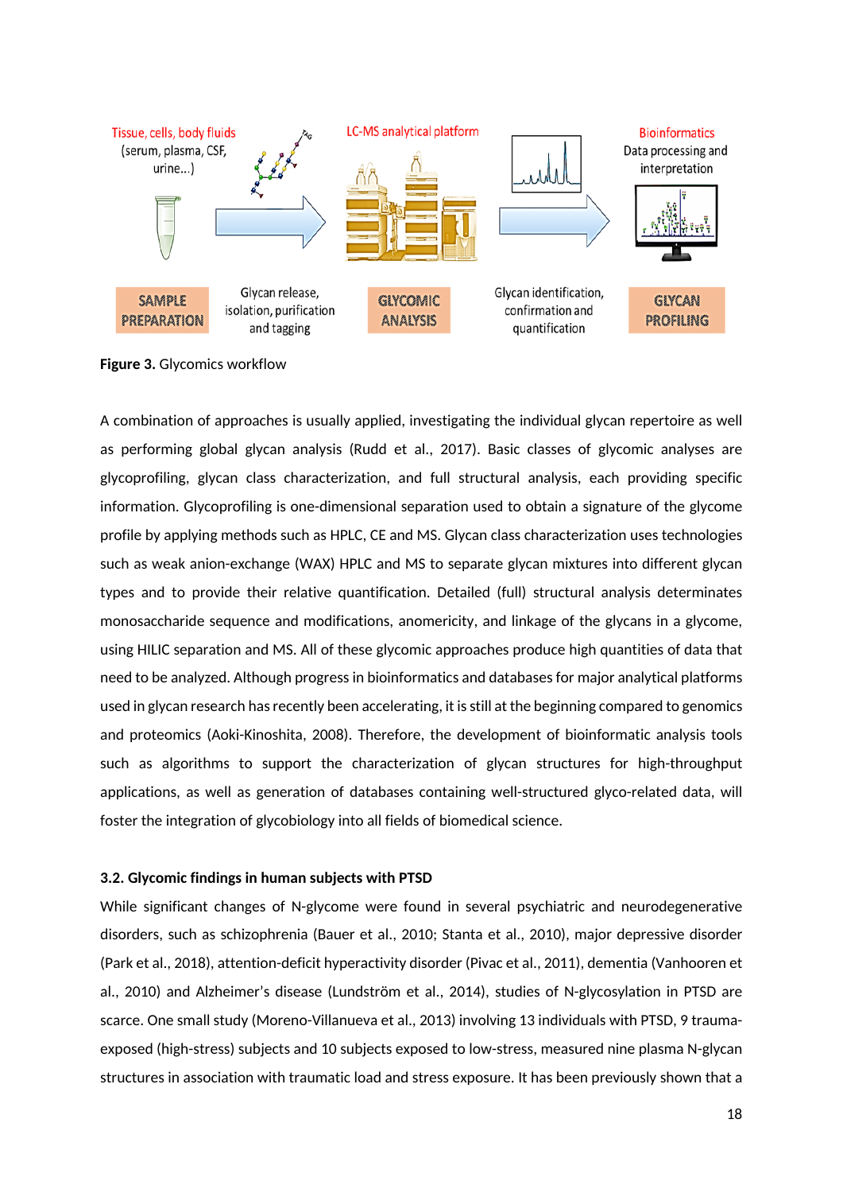**Figure 3.** Glycomics workflow

A combination of approaches is usually applied, investigating the individual glycan repertoire as well as performing global glycan analysis (Rudd et al., 2017). Basic classes of glycomic analyses are glycoprofiling, glycan class characterization, and full structural analysis, each providing specific information. Glycoprofiling is one-dimensional separation used to obtain a signature of the glycome profile by applying methods such as HPLC, CE and MS. Glycan class characterization uses technologies such as weak anion-exchange (WAX) HPLC and MS to separate glycan mixtures into different glycan types and to provide their relative quantification. Detailed (full) structural analysis determinates monosaccharide sequence and modifications, anomericity, and linkage of the glycans in a glycome, using HILIC separation and MS. All of these glycomic approaches produce high quantities of data that need to be analyzed. Although progress in bioinformatics and databases for major analytical platforms used in glycan research has recently been accelerating, it is still at the beginning compared to genomics and proteomics (Aoki-Kinoshita, 2008). Therefore, the development of bioinformatic analysis tools such as algorithms to support the characterization of glycan structures for high-throughput applications, as well as generation of databases containing well-structured glyco-related data, will foster the integration of glycobiology into all fields of biomedical science.

### 3.2. Glycomic findings in human subjects with PTSD

While significant changes of N-glycome were found in several psychiatric and neurodegenerative disorders, such as schizophrenia (Bauer et al., 2010; Stanta et al., 2010), major depressive disorder (Park et al., 2018), attention-deficit hyperactivity disorder (Pivac et al., 2011), dementia (Vanhooren et al., 2010) and Alzheimer's disease (Lundström et al., 2014), studies of N-glycosylation in PTSD are scarce. One small study (Moreno-Villanueva et al., 2013) involving 13 individuals with PTSD, 9 trauma-exposed (high-stress) subjects and 10 subjects exposed to low-stress, measured nine plasma N-glycan structures in association with traumatic load and stress exposure. It has been previously shown that a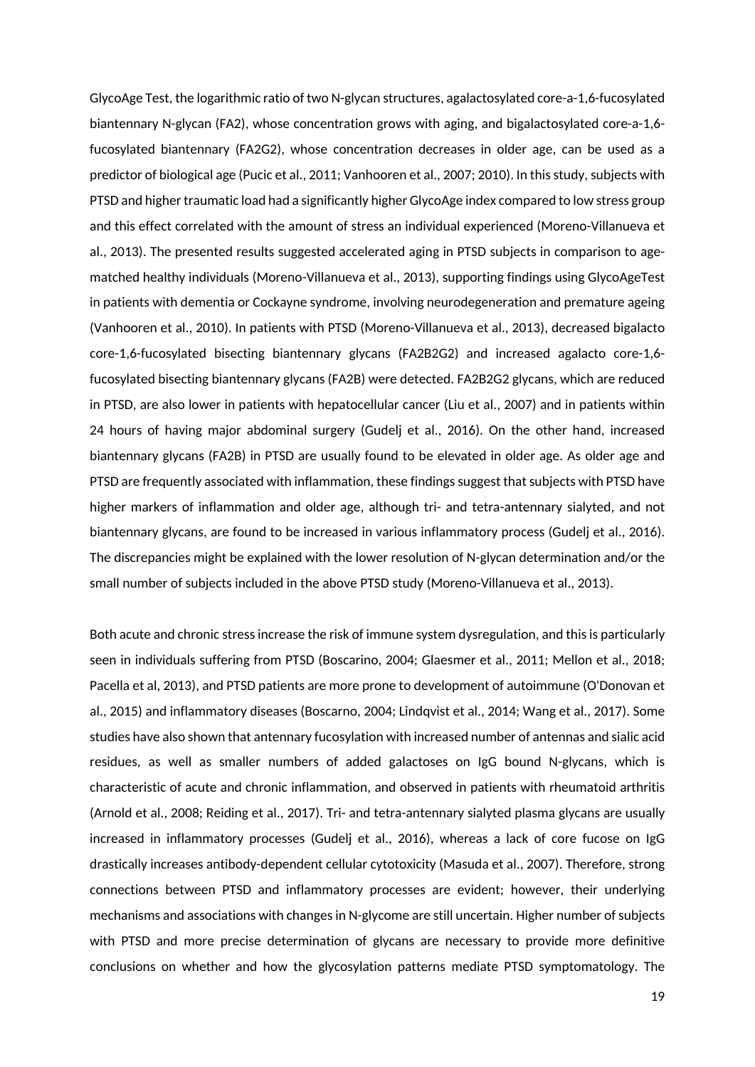GlycoAge Test, the logarithmic ratio of two N-glycan structures, agalactosylated core-a-1,6-fucosylated biantennary N-glycan (FA2), whose concentration grows with aging, and bigalactosylated core-a-1,6-fucosylated biantennary (FA2G2), whose concentration decreases in older age, can be used as a predictor of biological age (Pucic et al., 2011; Vanhooren et al., 2007; 2010). In this study, subjects with PTSD and higher traumatic load had a significantly higher GlycoAge index compared to low stress group and this effect correlated with the amount of stress an individual experienced (Moreno-Villanueva et al., 2013). The presented results suggested accelerated aging in PTSD subjects in comparison to age-matched healthy individuals (Moreno-Villanueva et al., 2013), supporting findings using GlycoAgeTest in patients with dementia or Cockayne syndrome, involving neurodegeneration and premature ageing (Vanhooren et al., 2010). In patients with PTSD (Moreno-Villanueva et al., 2013), decreased bigalacto core-1,6-fucosylated bisecting biantennary glycans (FA2B2G2) and increased agalacto core-1,6-fucosylated bisecting biantennary glycans (FA2B) were detected. FA2B2G2 glycans, which are reduced in PTSD, are also lower in patients with hepatocellular cancer (Liu et al., 2007) and in patients within 24 hours of having major abdominal surgery (Gudelj et al., 2016). On the other hand, increased biantennary glycans (FA2B) in PTSD are usually found to be elevated in older age. As older age and PTSD are frequently associated with inflammation, these findings suggest that subjects with PTSD have higher markers of inflammation and older age, although tri- and tetra-antennary sialyted, and not biantennary glycans, are found to be increased in various inflammatory process (Gudelj et al., 2016). The discrepancies might be explained with the lower resolution of N-glycan determination and/or the small number of subjects included in the above PTSD study (Moreno-Villanueva et al., 2013).

Both acute and chronic stress increase the risk of immune system dysregulation, and this is particularly seen in individuals suffering from PTSD (Boscarino, 2004; Glaesmer et al., 2011; Mellon et al., 2018; Pacella et al, 2013), and PTSD patients are more prone to development of autoimmune (O'Donovan et al., 2015) and inflammatory diseases (Boscarno, 2004; Lindqvist et al., 2014; Wang et al., 2017). Some studies have also shown that antennary fucosylation with increased number of antennas and sialic acid residues, as well as smaller numbers of added galactoses on IgG bound N-glycans, which is characteristic of acute and chronic inflammation, and observed in patients with rheumatoid arthritis (Arnold et al., 2008; Reiding et al., 2017). Tri- and tetra-antennary sialyted plasma glycans are usually increased in inflammatory processes (Gudelj et al., 2016), whereas a lack of core fucose on IgG drastically increases antibody-dependent cellular cytotoxicity (Masuda et al., 2007). Therefore, strong connections between PTSD and inflammatory processes are evident; however, their underlying mechanisms and associations with changes in N-glycome are still uncertain. Higher number of subjects with PTSD and more precise determination of glycans are necessary to provide more definitive conclusions on whether and how the glycosylation patterns mediate PTSD symptomatology. The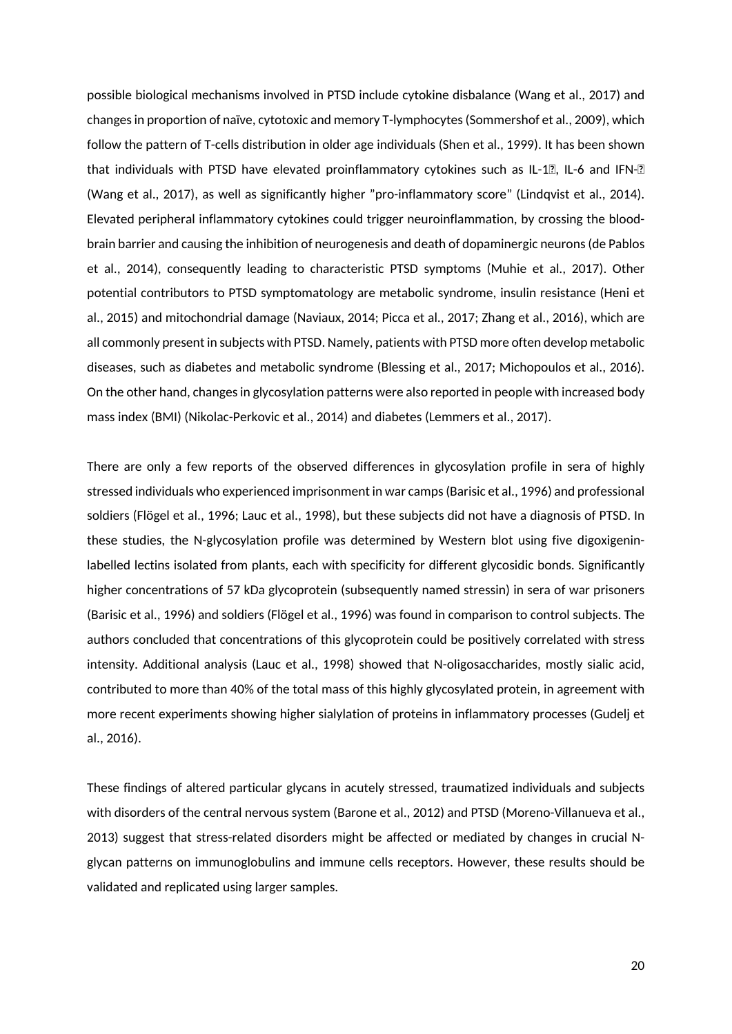possible biological mechanisms involved in PTSD include cytokine disbalance (Wang et al., 2017) and changes in proportion of naïve, cytotoxic and memory T-lymphocytes (Sommershof et al., 2009), which follow the pattern of T-cells distribution in older age individuals (Shen et al., 1999). It has been shown that individuals with PTSD have elevated proinflammatory cytokines such as IL-1β, IL-6 and IFN-γ (Wang et al., 2017), as well as significantly higher "pro-inflammatory score" (Lindqvist et al., 2014). Elevated peripheral inflammatory cytokines could trigger neuroinflammation, by crossing the blood-brain barrier and causing the inhibition of neurogenesis and death of dopaminergic neurons (de Pablos et al., 2014), consequently leading to characteristic PTSD symptoms (Muhie et al., 2017). Other potential contributors to PTSD symptomatology are metabolic syndrome, insulin resistance (Heni et al., 2015) and mitochondrial damage (Naviaux, 2014; Picca et al., 2017; Zhang et al., 2016), which are all commonly present in subjects with PTSD. Namely, patients with PTSD more often develop metabolic diseases, such as diabetes and metabolic syndrome (Blessing et al., 2017; Michopoulos et al., 2016). On the other hand, changes in glycosylation patterns were also reported in people with increased body mass index (BMI) (Nikolac-Perkovic et al., 2014) and diabetes (Lemmers et al., 2017).

There are only a few reports of the observed differences in glycosylation profile in sera of highly stressed individuals who experienced imprisonment in war camps (Barisic et al., 1996) and professional soldiers (Flögel et al., 1996; Lauc et al., 1998), but these subjects did not have a diagnosis of PTSD. In these studies, the N-glycosylation profile was determined by Western blot using five digoxigenin-labelled lectins isolated from plants, each with specificity for different glycosidic bonds. Significantly higher concentrations of 57 kDa glycoprotein (subsequently named stressin) in sera of war prisoners (Barisic et al., 1996) and soldiers (Flögel et al., 1996) was found in comparison to control subjects. The authors concluded that concentrations of this glycoprotein could be positively correlated with stress intensity. Additional analysis (Lauc et al., 1998) showed that N-oligosaccharides, mostly sialic acid, contributed to more than 40% of the total mass of this highly glycosylated protein, in agreement with more recent experiments showing higher sialylation of proteins in inflammatory processes (Gudelj et al., 2016).

These findings of altered particular glycans in acutely stressed, traumatized individuals and subjects with disorders of the central nervous system (Barone et al., 2012) and PTSD (Moreno-Villanueva et al., 2013) suggest that stress-related disorders might be affected or mediated by changes in crucial N-glycan patterns on immunoglobulins and immune cells receptors. However, these results should be validated and replicated using larger samples.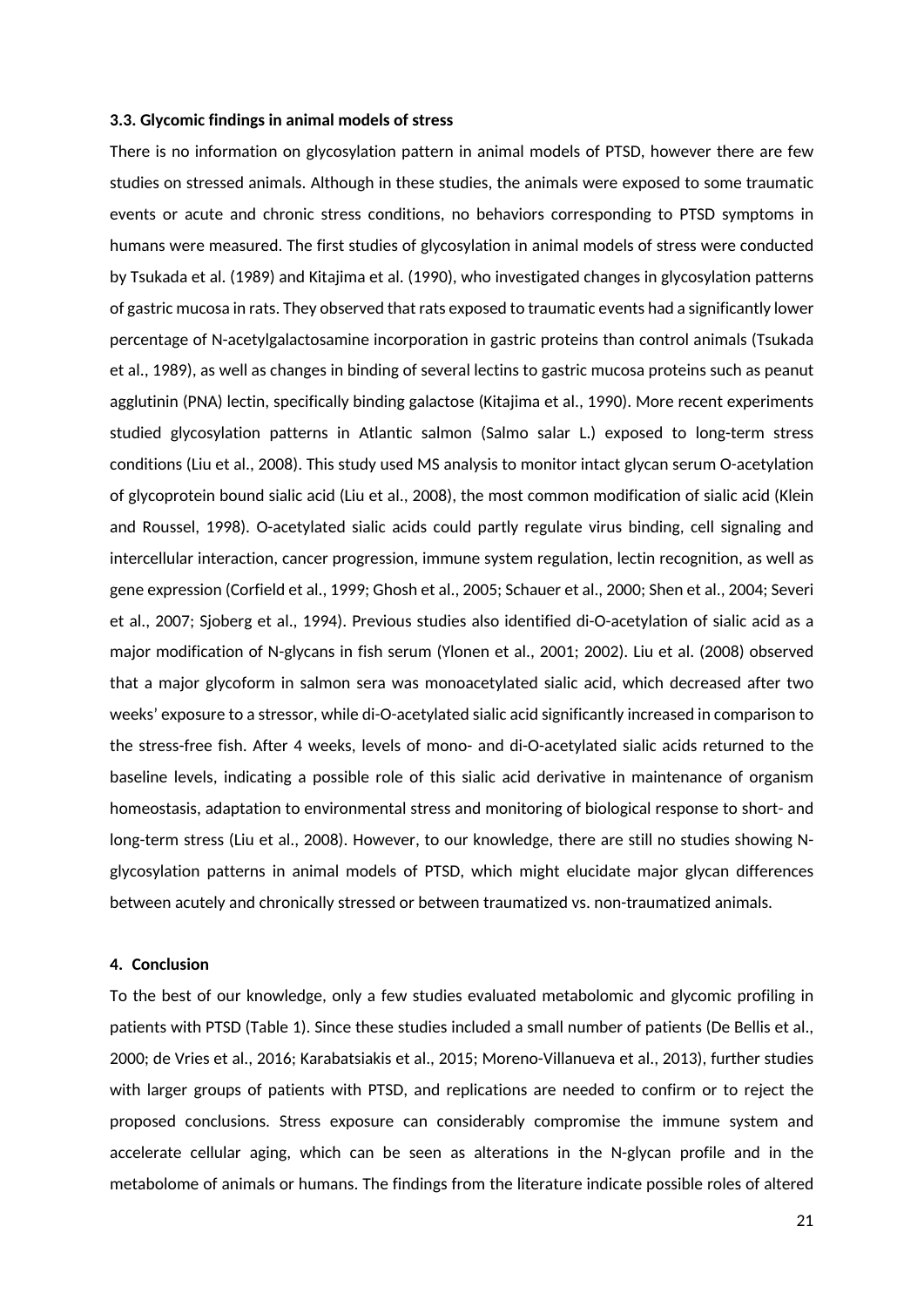### 3.3. Glycomic findings in animal models of stress

There is no information on glycosylation pattern in animal models of PTSD, however there are few studies on stressed animals. Although in these studies, the animals were exposed to some traumatic events or acute and chronic stress conditions, no behaviors corresponding to PTSD symptoms in humans were measured. The first studies of glycosylation in animal models of stress were conducted by Tsukada et al. (1989) and Kitajima et al. (1990), who investigated changes in glycosylation patterns of gastric mucosa in rats. They observed that rats exposed to traumatic events had a significantly lower percentage of N-acetylgalactosamine incorporation in gastric proteins than control animals (Tsukada et al., 1989), as well as changes in binding of several lectins to gastric mucosa proteins such as peanut agglutinin (PNA) lectin, specifically binding galactose (Kitajima et al., 1990). More recent experiments studied glycosylation patterns in Atlantic salmon (Salmo salar L.) exposed to long-term stress conditions (Liu et al., 2008). This study used MS analysis to monitor intact glycan serum O-acetylation of glycoprotein bound sialic acid (Liu et al., 2008), the most common modification of sialic acid (Klein and Roussel, 1998). O-acetylated sialic acids could partly regulate virus binding, cell signaling and intercellular interaction, cancer progression, immune system regulation, lectin recognition, as well as gene expression (Corfield et al., 1999; Ghosh et al., 2005; Schauer et al., 2000; Shen et al., 2004; Severi et al., 2007; Sjoberg et al., 1994). Previous studies also identified di-O-acetylation of sialic acid as a major modification of N-glycans in fish serum (Ylonen et al., 2001; 2002). Liu et al. (2008) observed that a major glycoform in salmon sera was monoacetylated sialic acid, which decreased after two weeks' exposure to a stressor, while di-O-acetylated sialic acid significantly increased in comparison to the stress-free fish. After 4 weeks, levels of mono- and di-O-acetylated sialic acids returned to the baseline levels, indicating a possible role of this sialic acid derivative in maintenance of organism homeostasis, adaptation to environmental stress and monitoring of biological response to short- and long-term stress (Liu et al., 2008). However, to our knowledge, there are still no studies showing N-glycosylation patterns in animal models of PTSD, which might elucidate major glycan differences between acutely and chronically stressed or between traumatized vs. non-traumatized animals.

## 4. Conclusion

To the best of our knowledge, only a few studies evaluated metabolomic and glycomic profiling in patients with PTSD (Table 1). Since these studies included a small number of patients (De Bellis et al., 2000; de Vries et al., 2016; Karabatsiakis et al., 2015; Moreno-Villanueva et al., 2013), further studies with larger groups of patients with PTSD, and replications are needed to confirm or to reject the proposed conclusions. Stress exposure can considerably compromise the immune system and accelerate cellular aging, which can be seen as alterations in the N-glycan profile and in the metabolome of animals or humans. The findings from the literature indicate possible roles of altered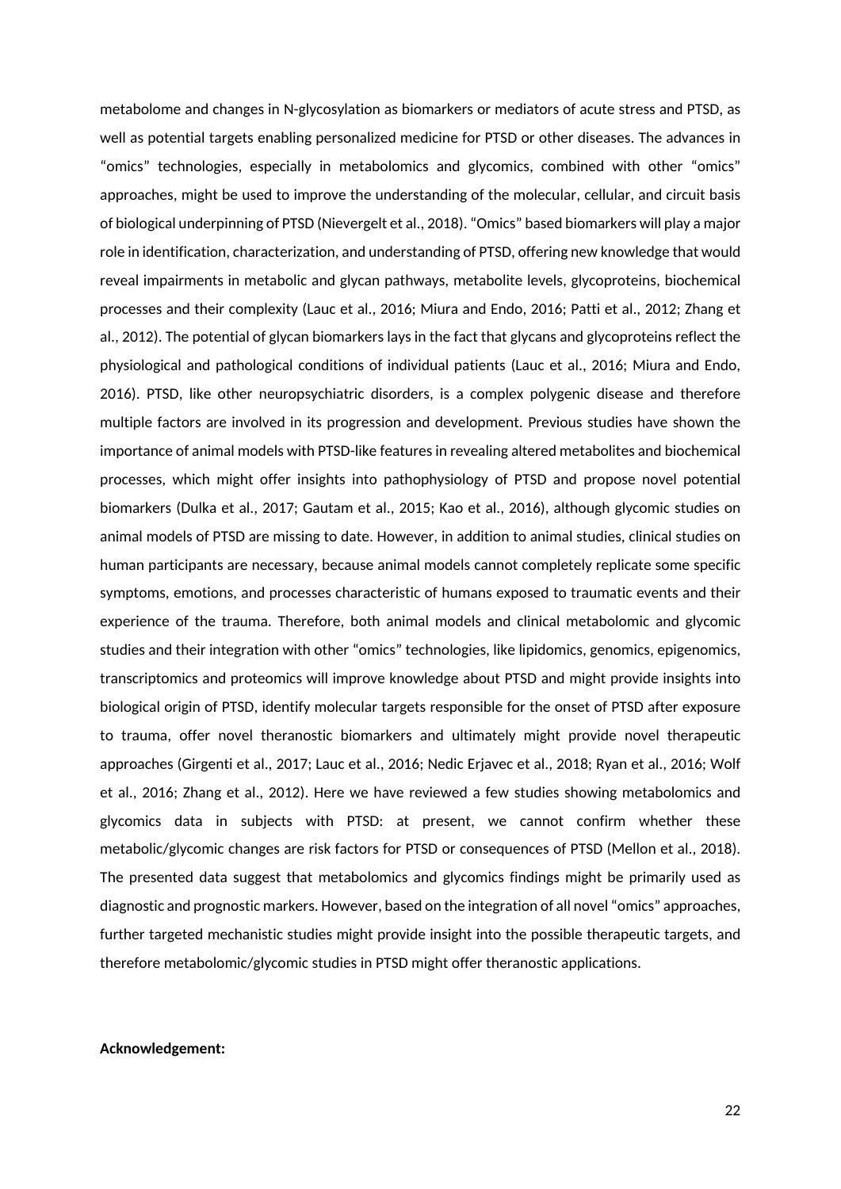metabolome and changes in N-glycosylation as biomarkers or mediators of acute stress and PTSD, as well as potential targets enabling personalized medicine for PTSD or other diseases. The advances in "omics" technologies, especially in metabolomics and glycomics, combined with other "omics" approaches, might be used to improve the understanding of the molecular, cellular, and circuit basis of biological underpinning of PTSD (Nievergelt et al., 2018). "Omics" based biomarkers will play a major role in identification, characterization, and understanding of PTSD, offering new knowledge that would reveal impairments in metabolic and glycan pathways, metabolite levels, glycoproteins, biochemical processes and their complexity (Lauc et al., 2016; Miura and Endo, 2016; Patti et al., 2012; Zhang et al., 2012). The potential of glycan biomarkers lays in the fact that glycans and glycoproteins reflect the physiological and pathological conditions of individual patients (Lauc et al., 2016; Miura and Endo, 2016). PTSD, like other neuropsychiatric disorders, is a complex polygenic disease and therefore multiple factors are involved in its progression and development. Previous studies have shown the importance of animal models with PTSD-like features in revealing altered metabolites and biochemical processes, which might offer insights into pathophysiology of PTSD and propose novel potential biomarkers (Dulka et al., 2017; Gautam et al., 2015; Kao et al., 2016), although glycomic studies on animal models of PTSD are missing to date. However, in addition to animal studies, clinical studies on human participants are necessary, because animal models cannot completely replicate some specific symptoms, emotions, and processes characteristic of humans exposed to traumatic events and their experience of the trauma. Therefore, both animal models and clinical metabolomic and glycomic studies and their integration with other "omics" technologies, like lipidomics, genomics, epigenomics, transcriptomics and proteomics will improve knowledge about PTSD and might provide insights into biological origin of PTSD, identify molecular targets responsible for the onset of PTSD after exposure to trauma, offer novel theranostic biomarkers and ultimately might provide novel therapeutic approaches (Girgenti et al., 2017; Lauc et al., 2016; Nedic Erjavec et al., 2018; Ryan et al., 2016; Wolf et al., 2016; Zhang et al., 2012). Here we have reviewed a few studies showing metabolomics and glycomics data in subjects with PTSD: at present, we cannot confirm whether these metabolic/glycomic changes are risk factors for PTSD or consequences of PTSD (Mellon et al., 2018). The presented data suggest that metabolomics and glycomics findings might be primarily used as diagnostic and prognostic markers. However, based on the integration of all novel "omics" approaches, further targeted mechanistic studies might provide insight into the possible therapeutic targets, and therefore metabolomic/glycomic studies in PTSD might offer theranostic applications.

**Acknowledgement:**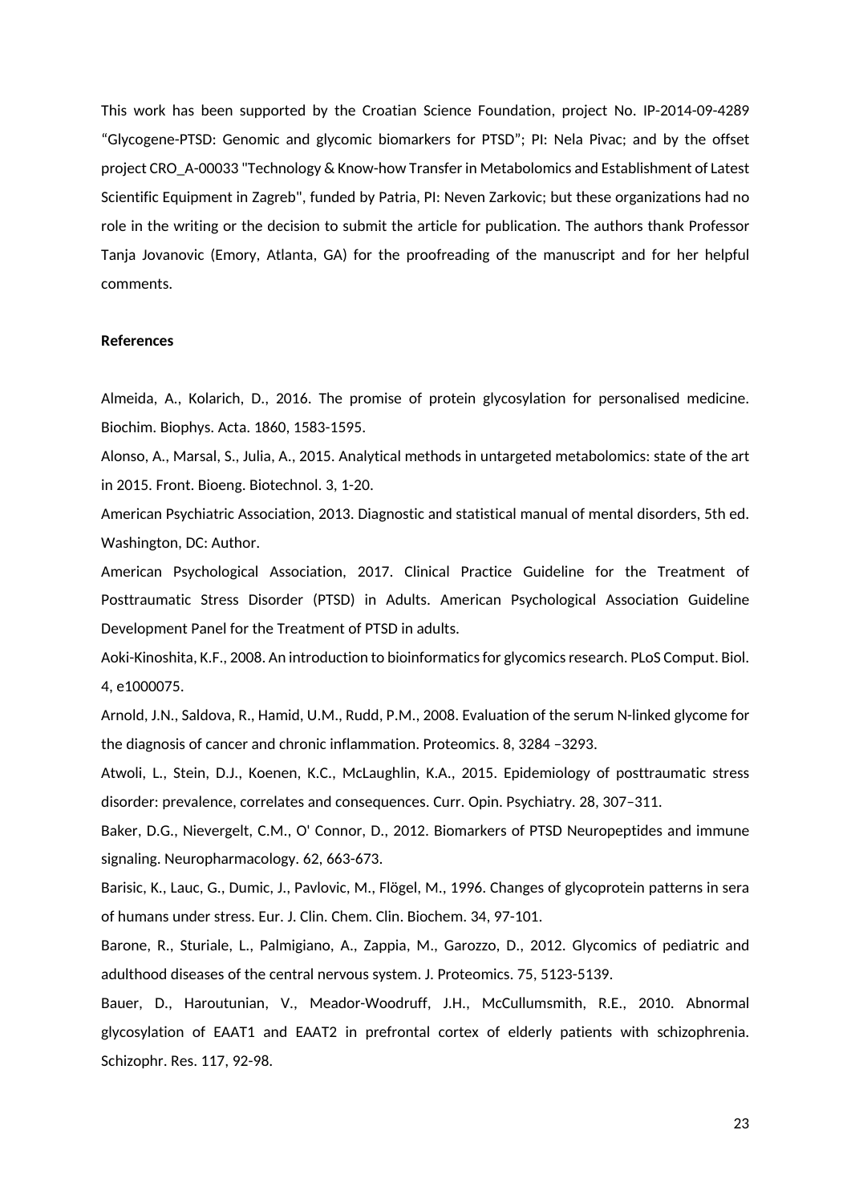This work has been supported by the Croatian Science Foundation, project No. IP-2014-09-4289 “Glycogene-PTSD: Genomic and glycomic biomarkers for PTSD”; PI: Nela Pivac; and by the offset project CRO_A-00033 "Technology & Know-how Transfer in Metabolomics and Establishment of Latest Scientific Equipment in Zagreb", funded by Patria, PI: Neven Zarkovic; but these organizations had no role in the writing or the decision to submit the article for publication. The authors thank Professor Tanja Jovanovic (Emory, Atlanta, GA) for the proofreading of the manuscript and for her helpful comments.

**References**

Almeida, A., Kolarich, D., 2016. The promise of protein glycosylation for personalised medicine. Biochim. Biophys. Acta. 1860, 1583-1595.

Alonso, A., Marsal, S., Julia, A., 2015. Analytical methods in untargeted metabolomics: state of the art in 2015. Front. Bioeng. Biotechnol. 3, 1-20.

American Psychiatric Association, 2013. Diagnostic and statistical manual of mental disorders, 5th ed. Washington, DC: Author.

American Psychological Association, 2017. Clinical Practice Guideline for the Treatment of Posttraumatic Stress Disorder (PTSD) in Adults. American Psychological Association Guideline Development Panel for the Treatment of PTSD in adults.

Aoki-Kinoshita, K.F., 2008. An introduction to bioinformatics for glycomics research. PLoS Comput. Biol. 4, e1000075.

Arnold, J.N., Saldova, R., Hamid, U.M., Rudd, P.M., 2008. Evaluation of the serum N-linked glycome for the diagnosis of cancer and chronic inflammation. Proteomics. 8, 3284 –3293.

Atwoli, L., Stein, D.J., Koenen, K.C., McLaughlin, K.A., 2015. Epidemiology of posttraumatic stress disorder: prevalence, correlates and consequences. Curr. Opin. Psychiatry. 28, 307–311.

Baker, D.G., Nievergelt, C.M., O' Connor, D., 2012. Biomarkers of PTSD Neuropeptides and immune signaling. Neuropharmacology. 62, 663-673.

Barisic, K., Lauc, G., Dumic, J., Pavlovic, M., Flögel, M., 1996. Changes of glycoprotein patterns in sera of humans under stress. Eur. J. Clin. Chem. Clin. Biochem. 34, 97-101.

Barone, R., Sturiale, L., Palmigiano, A., Zappia, M., Garozzo, D., 2012. Glycomics of pediatric and adulthood diseases of the central nervous system. J. Proteomics. 75, 5123-5139.

Bauer, D., Haroutunian, V., Meador-Woodruff, J.H., McCullumsmith, R.E., 2010. Abnormal glycosylation of EAAT1 and EAAT2 in prefrontal cortex of elderly patients with schizophrenia. Schizophr. Res. 117, 92-98.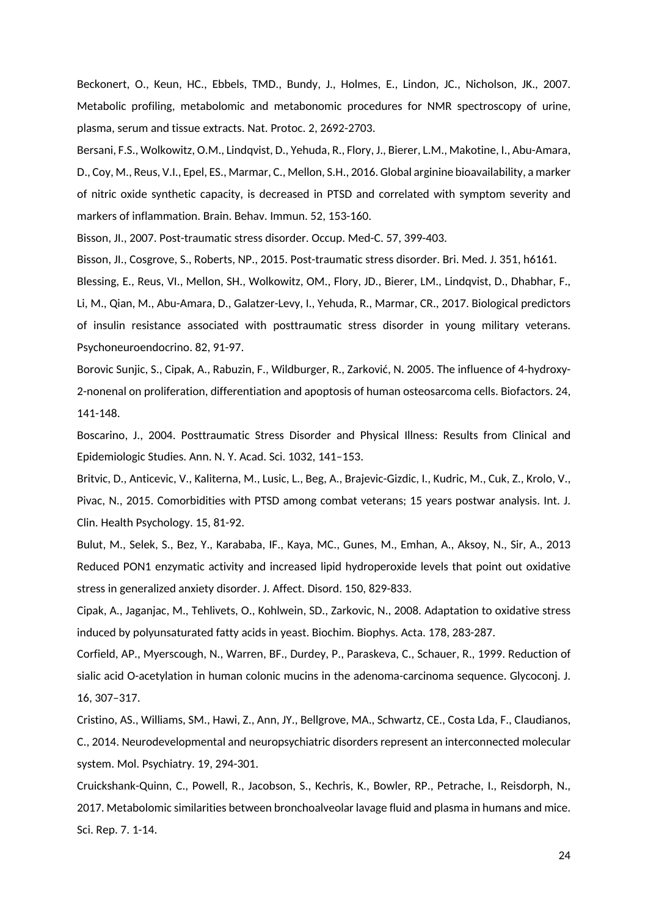Beckonert, O., Keun, HC., Ebbels, TMD., Bundy, J., Holmes, E., Lindon, JC., Nicholson, JK., 2007. Metabolic profiling, metabolomic and metabonomic procedures for NMR spectroscopy of urine, plasma, serum and tissue extracts. Nat. Protoc. 2, 2692-2703.

Bersani, F.S., Wolkowitz, O.M., Lindqvist, D., Yehuda, R., Flory, J., Bierer, L.M., Makotine, I., Abu-Amara, D., Coy, M., Reus, V.I., Epel, ES., Marmar, C., Mellon, S.H., 2016. Global arginine bioavailability, a marker of nitric oxide synthetic capacity, is decreased in PTSD and correlated with symptom severity and markers of inflammation. Brain. Behav. Immun. 52, 153-160.

Bisson, JI., 2007. Post-traumatic stress disorder. Occup. Med-C. 57, 399-403.

Bisson, JI., Cosgrove, S., Roberts, NP., 2015. Post-traumatic stress disorder. Bri. Med. J. 351, h6161.

Blessing, E., Reus, VI., Mellon, SH., Wolkowitz, OM., Flory, JD., Bierer, LM., Lindqvist, D., Dhabhar, F., Li, M., Qian, M., Abu-Amara, D., Galatzer-Levy, I., Yehuda, R., Marmar, CR., 2017. Biological predictors of insulin resistance associated with posttraumatic stress disorder in young military veterans. Psychoneuroendocrino. 82, 91-97.

Borovic Sunjic, S., Cipak, A., Rabuzin, F., Wildburger, R., Zarković, N. 2005. The influence of 4-hydroxy-2-nonenal on proliferation, differentiation and apoptosis of human osteosarcoma cells. Biofactors. 24, 141-148.

Boscarino, J., 2004. Posttraumatic Stress Disorder and Physical Illness: Results from Clinical and Epidemiologic Studies. Ann. N. Y. Acad. Sci. 1032, 141–153.

Britvic, D., Anticevic, V., Kaliterna, M., Lusic, L., Beg, A., Brajevic-Gizdic, I., Kudric, M., Cuk, Z., Krolo, V., Pivac, N., 2015. Comorbidities with PTSD among combat veterans; 15 years postwar analysis. Int. J. Clin. Health Psychology. 15, 81-92.

Bulut, M., Selek, S., Bez, Y., Karababa, IF., Kaya, MC., Gunes, M., Emhan, A., Aksoy, N., Sir, A., 2013 Reduced PON1 enzymatic activity and increased lipid hydroperoxide levels that point out oxidative stress in generalized anxiety disorder. J. Affect. Disord. 150, 829-833.

Cipak, A., Jaganjac, M., Tehlivets, O., Kohlwein, SD., Zarkovic, N., 2008. Adaptation to oxidative stress induced by polyunsaturated fatty acids in yeast. Biochim. Biophys. Acta. 178, 283-287.

Corfield, AP., Myerscough, N., Warren, BF., Durdey, P., Paraskeva, C., Schauer, R., 1999. Reduction of sialic acid O-acetylation in human colonic mucins in the adenoma-carcinoma sequence. Glycoconj. J. 16, 307–317.

Cristino, AS., Williams, SM., Hawi, Z., Ann, JY., Bellgrove, MA., Schwartz, CE., Costa Lda, F., Claudianos, C., 2014. Neurodevelopmental and neuropsychiatric disorders represent an interconnected molecular system. Mol. Psychiatry. 19, 294-301.

Cruickshank-Quinn, C., Powell, R., Jacobson, S., Kechris, K., Bowler, RP., Petrache, I., Reisdorph, N., 2017. Metabolomic similarities between bronchoalveolar lavage fluid and plasma in humans and mice. Sci. Rep. 7. 1-14.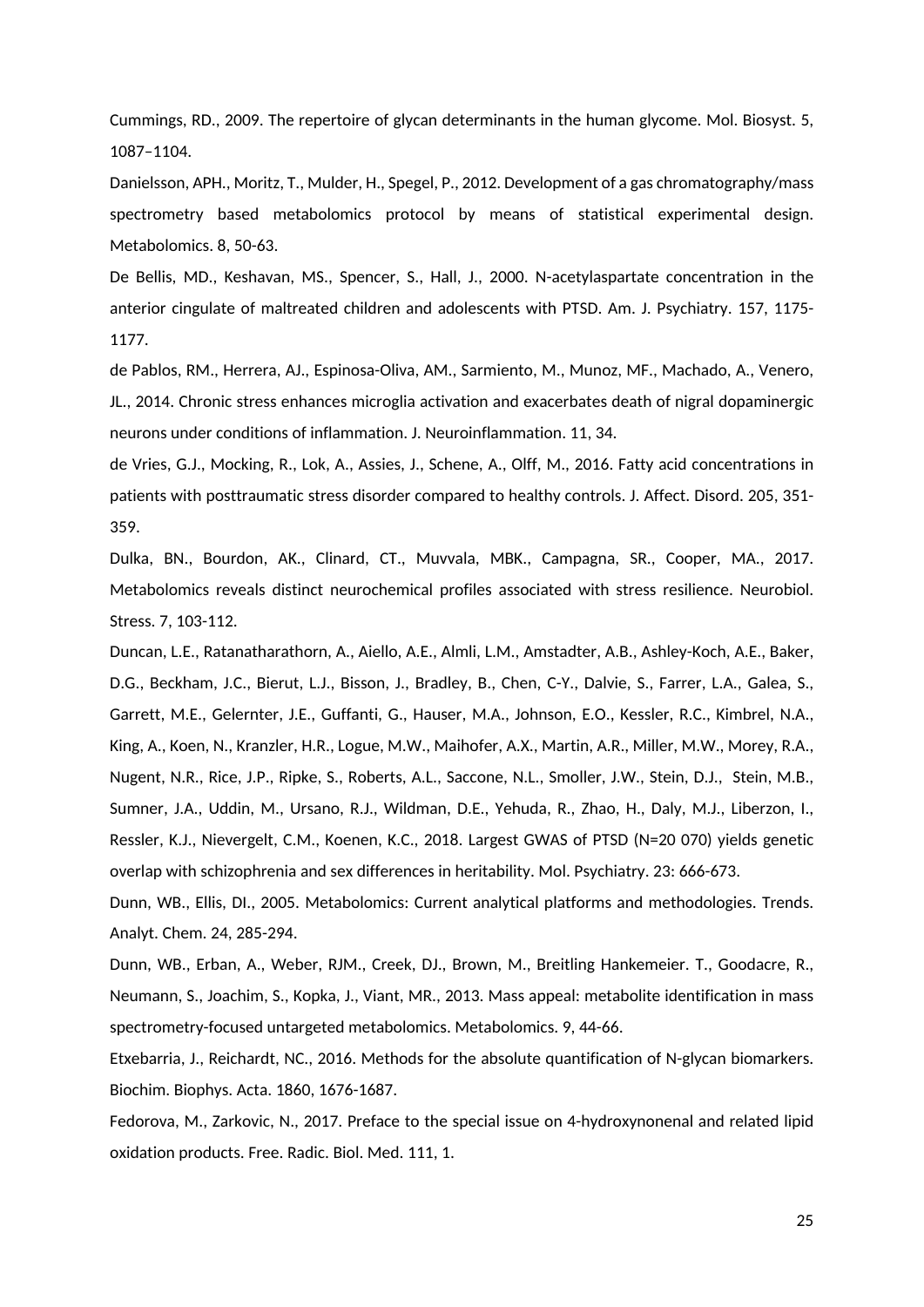Cummings, RD., 2009. The repertoire of glycan determinants in the human glycome. Mol. Biosyst. 5, 1087–1104.

Danielsson, APH., Moritz, T., Mulder, H., Spegel, P., 2012. Development of a gas chromatography/mass spectrometry based metabolomics protocol by means of statistical experimental design. Metabolomics. 8, 50-63.

De Bellis, MD., Keshavan, MS., Spencer, S., Hall, J., 2000. N-acetylaspartate concentration in the anterior cingulate of maltreated children and adolescents with PTSD. Am. J. Psychiatry. 157, 1175-1177.

de Pablos, RM., Herrera, AJ., Espinosa-Oliva, AM., Sarmiento, M., Munoz, MF., Machado, A., Venero, JL., 2014. Chronic stress enhances microglia activation and exacerbates death of nigral dopaminergic neurons under conditions of inflammation. J. Neuroinflammation. 11, 34.

de Vries, G.J., Mocking, R., Lok, A., Assies, J., Schene, A., Olff, M., 2016. Fatty acid concentrations in patients with posttraumatic stress disorder compared to healthy controls. J. Affect. Disord. 205, 351-359.

Dulka, BN., Bourdon, AK., Clinard, CT., Muvvala, MBK., Campagna, SR., Cooper, MA., 2017. Metabolomics reveals distinct neurochemical profiles associated with stress resilience. Neurobiol. Stress. 7, 103-112.

Duncan, L.E., Ratanatharathorn, A., Aiello, A.E., Almli, L.M., Amstadter, A.B., Ashley-Koch, A.E., Baker, D.G., Beckham, J.C., Bierut, L.J., Bisson, J., Bradley, B., Chen, C-Y., Dalvie, S., Farrer, L.A., Galea, S., Garrett, M.E., Gelernter, J.E., Guffanti, G., Hauser, M.A., Johnson, E.O., Kessler, R.C., Kimbrel, N.A., King, A., Koen, N., Kranzler, H.R., Logue, M.W., Maihofer, A.X., Martin, A.R., Miller, M.W., Morey, R.A., Nugent, N.R., Rice, J.P., Ripke, S., Roberts, A.L., Saccone, N.L., Smoller, J.W., Stein, D.J., Stein, M.B., Sumner, J.A., Uddin, M., Ursano, R.J., Wildman, D.E., Yehuda, R., Zhao, H., Daly, M.J., Liberzon, I., Ressler, K.J., Nievergelt, C.M., Koenen, K.C., 2018. Largest GWAS of PTSD (N=20 070) yields genetic overlap with schizophrenia and sex differences in heritability. Mol. Psychiatry. 23: 666-673.

Dunn, WB., Ellis, DI., 2005. Metabolomics: Current analytical platforms and methodologies. Trends. Analyt. Chem. 24, 285-294.

Dunn, WB., Erban, A., Weber, RJM., Creek, DJ., Brown, M., Breitling Hankemeier. T., Goodacre, R., Neumann, S., Joachim, S., Kopka, J., Viant, MR., 2013. Mass appeal: metabolite identification in mass spectrometry-focused untargeted metabolomics. Metabolomics. 9, 44-66.

Etxebarria, J., Reichardt, NC., 2016. Methods for the absolute quantification of N-glycan biomarkers. Biochim. Biophys. Acta. 1860, 1676-1687.

Fedorova, M., Zarkovic, N., 2017. Preface to the special issue on 4-hydroxynonenal and related lipid oxidation products. Free. Radic. Biol. Med. 111, 1.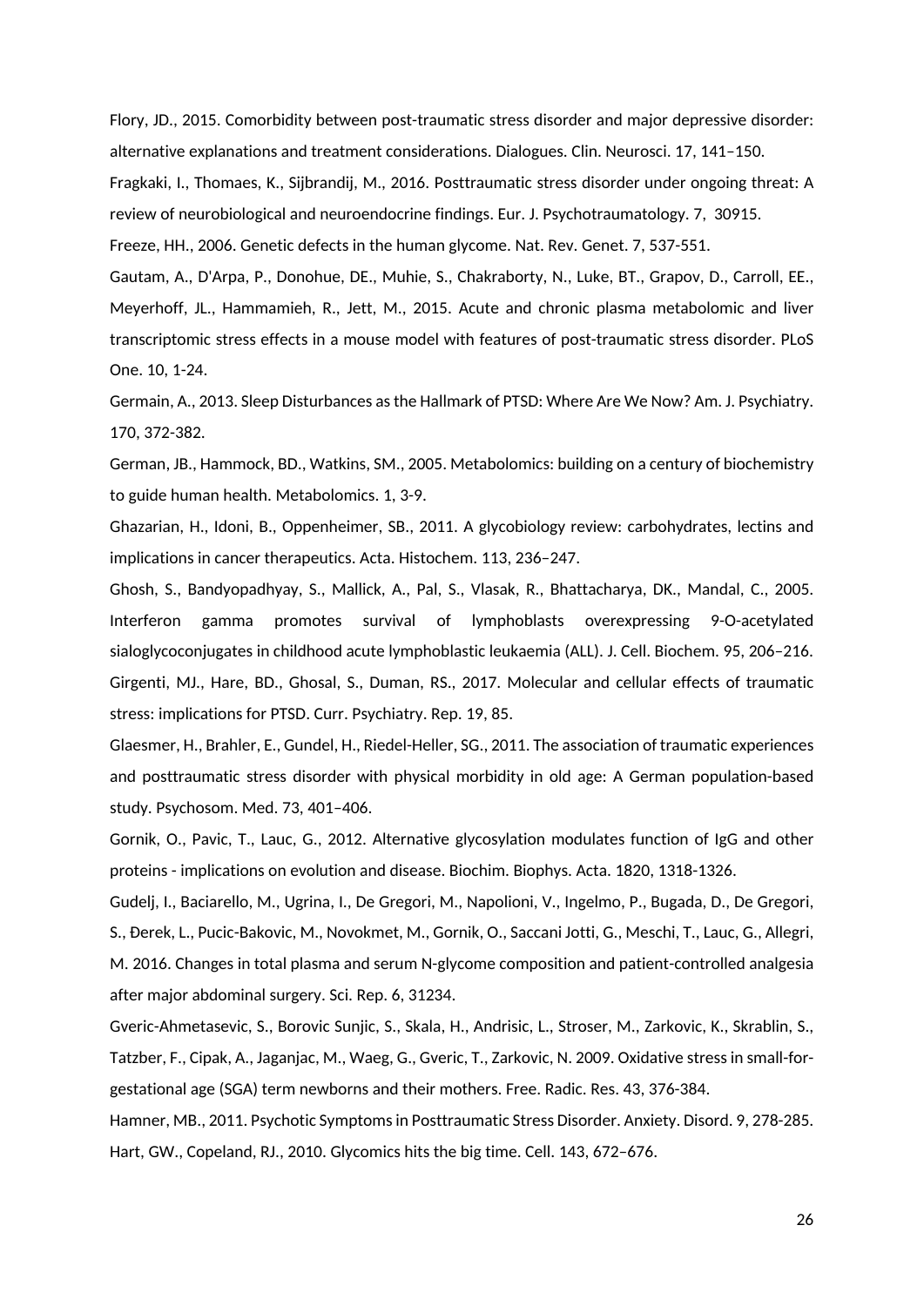Flory, JD., 2015. Comorbidity between post-traumatic stress disorder and major depressive disorder: alternative explanations and treatment considerations. Dialogues. Clin. Neurosci. 17, 141–150.

Fragkaki, I., Thomaes, K., Sijbrandij, M., 2016. Posttraumatic stress disorder under ongoing threat: A review of neurobiological and neuroendocrine findings. Eur. J. Psychotraumatology. 7, 30915.

Freeze, HH., 2006. Genetic defects in the human glycome. Nat. Rev. Genet. 7, 537-551.

Gautam, A., D'Arpa, P., Donohue, DE., Muhie, S., Chakraborty, N., Luke, BT., Grapov, D., Carroll, EE., Meyerhoff, JL., Hammamieh, R., Jett, M., 2015. Acute and chronic plasma metabolomic and liver transcriptomic stress effects in a mouse model with features of post-traumatic stress disorder. PLoS One. 10, 1-24.

Germain, A., 2013. Sleep Disturbances as the Hallmark of PTSD: Where Are We Now? Am. J. Psychiatry. 170, 372-382.

German, JB., Hammock, BD., Watkins, SM., 2005. Metabolomics: building on a century of biochemistry to guide human health. Metabolomics. 1, 3-9.

Ghazarian, H., Idoni, B., Oppenheimer, SB., 2011. A glycobiology review: carbohydrates, lectins and implications in cancer therapeutics. Acta. Histochem. 113, 236–247.

Ghosh, S., Bandyopadhyay, S., Mallick, A., Pal, S., Vlasak, R., Bhattacharya, DK., Mandal, C., 2005. Interferon gamma promotes survival of lymphoblasts overexpressing 9-O-acetylated sialoglycoconjugates in childhood acute lymphoblastic leukaemia (ALL). J. Cell. Biochem. 95, 206–216.

Girgenti, MJ., Hare, BD., Ghosal, S., Duman, RS., 2017. Molecular and cellular effects of traumatic stress: implications for PTSD. Curr. Psychiatry. Rep. 19, 85.

Glaesmer, H., Brahler, E., Gundel, H., Riedel-Heller, SG., 2011. The association of traumatic experiences and posttraumatic stress disorder with physical morbidity in old age: A German population-based study. Psychosom. Med. 73, 401–406.

Gornik, O., Pavic, T., Lauc, G., 2012. Alternative glycosylation modulates function of IgG and other proteins - implications on evolution and disease. Biochim. Biophys. Acta. 1820, 1318-1326.

Gudelj, I., Baciarello, M., Ugrina, I., De Gregori, M., Napolioni, V., Ingelmo, P., Bugada, D., De Gregori, S., Đerek, L., Pucic-Bakovic, M., Novokmet, M., Gornik, O., Saccani Jotti, G., Meschi, T., Lauc, G., Allegri, M. 2016. Changes in total plasma and serum N-glycome composition and patient-controlled analgesia after major abdominal surgery. Sci. Rep. 6, 31234.

Gveric-Ahmetasevic, S., Borovic Sunjic, S., Skala, H., Andrisic, L., Stroser, M., Zarkovic, K., Skrablin, S., Tatzber, F., Cipak, A., Jaganjac, M., Waeg, G., Gveric, T., Zarkovic, N. 2009. Oxidative stress in small-for-gestational age (SGA) term newborns and their mothers. Free. Radic. Res. 43, 376-384.

Hamner, MB., 2011. Psychotic Symptoms in Posttraumatic Stress Disorder. Anxiety. Disord. 9, 278-285.

Hart, GW., Copeland, RJ., 2010. Glycomics hits the big time. Cell. 143, 672–676.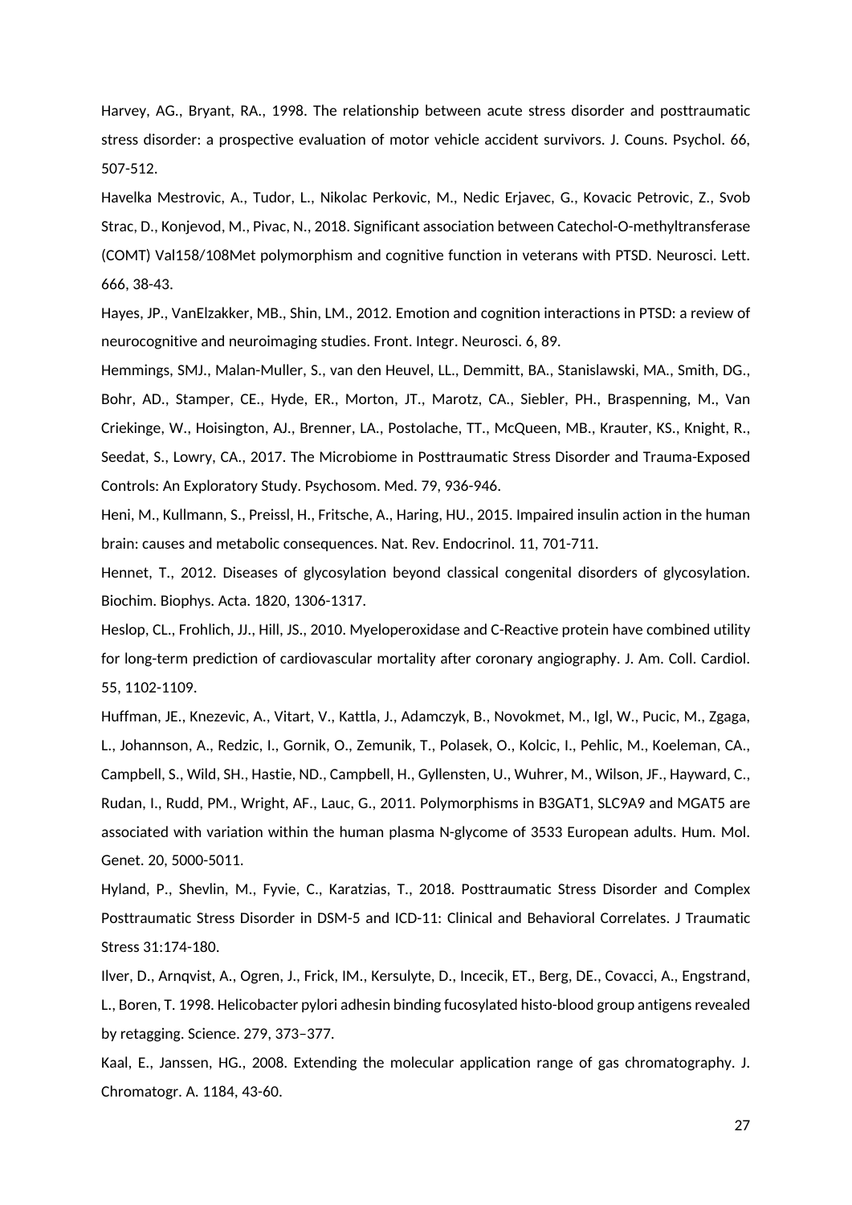Harvey, AG., Bryant, RA., 1998. The relationship between acute stress disorder and posttraumatic stress disorder: a prospective evaluation of motor vehicle accident survivors. J. Couns. Psychol. 66, 507-512.

Havelka Mestrovic, A., Tudor, L., Nikolac Perkovic, M., Nedic Erjavec, G., Kovacic Petrovic, Z., Svob Strac, D., Konjevod, M., Pivac, N., 2018. Significant association between Catechol-O-methyltransferase (COMT) Val158/108Met polymorphism and cognitive function in veterans with PTSD. Neurosci. Lett. 666, 38-43.

Hayes, JP., VanElzakker, MB., Shin, LM., 2012. Emotion and cognition interactions in PTSD: a review of neurocognitive and neuroimaging studies. Front. Integr. Neurosci. 6, 89.

Hemmings, SMJ., Malan-Muller, S., van den Heuvel, LL., Demmitt, BA., Stanislawski, MA., Smith, DG., Bohr, AD., Stamper, CE., Hyde, ER., Morton, JT., Marotz, CA., Siebler, PH., Braspenning, M., Van Criekinge, W., Hoisington, AJ., Brenner, LA., Postolache, TT., McQueen, MB., Krauter, KS., Knight, R., Seedat, S., Lowry, CA., 2017. The Microbiome in Posttraumatic Stress Disorder and Trauma-Exposed Controls: An Exploratory Study. Psychosom. Med. 79, 936-946.

Heni, M., Kullmann, S., Preissl, H., Fritsche, A., Haring, HU., 2015. Impaired insulin action in the human brain: causes and metabolic consequences. Nat. Rev. Endocrinol. 11, 701-711.

Hennet, T., 2012. Diseases of glycosylation beyond classical congenital disorders of glycosylation. Biochim. Biophys. Acta. 1820, 1306-1317.

Heslop, CL., Frohlich, JJ., Hill, JS., 2010. Myeloperoxidase and C-Reactive protein have combined utility for long-term prediction of cardiovascular mortality after coronary angiography. J. Am. Coll. Cardiol. 55, 1102-1109.

Huffman, JE., Knezevic, A., Vitart, V., Kattla, J., Adamczyk, B., Novokmet, M., Igl, W., Pucic, M., Zgaga, L., Johannson, A., Redzic, I., Gornik, O., Zemunik, T., Polasek, O., Kolcic, I., Pehlic, M., Koeleman, CA., Campbell, S., Wild, SH., Hastie, ND., Campbell, H., Gyllensten, U., Wuhrer, M., Wilson, JF., Hayward, C., Rudan, I., Rudd, PM., Wright, AF., Lauc, G., 2011. Polymorphisms in B3GAT1, SLC9A9 and MGAT5 are associated with variation within the human plasma N-glycome of 3533 European adults. Hum. Mol. Genet. 20, 5000-5011.

Hyland, P., Shevlin, M., Fyvie, C., Karatzias, T., 2018. Posttraumatic Stress Disorder and Complex Posttraumatic Stress Disorder in DSM-5 and ICD-11: Clinical and Behavioral Correlates. J Traumatic Stress 31:174-180.

Ilver, D., Arnqvist, A., Ogren, J., Frick, IM., Kersulyte, D., Incecik, ET., Berg, DE., Covacci, A., Engstrand, L., Boren, T. 1998. Helicobacter pylori adhesin binding fucosylated histo-blood group antigens revealed by retagging. Science. 279, 373–377.

Kaal, E., Janssen, HG., 2008. Extending the molecular application range of gas chromatography. J. Chromatogr. A. 1184, 43-60.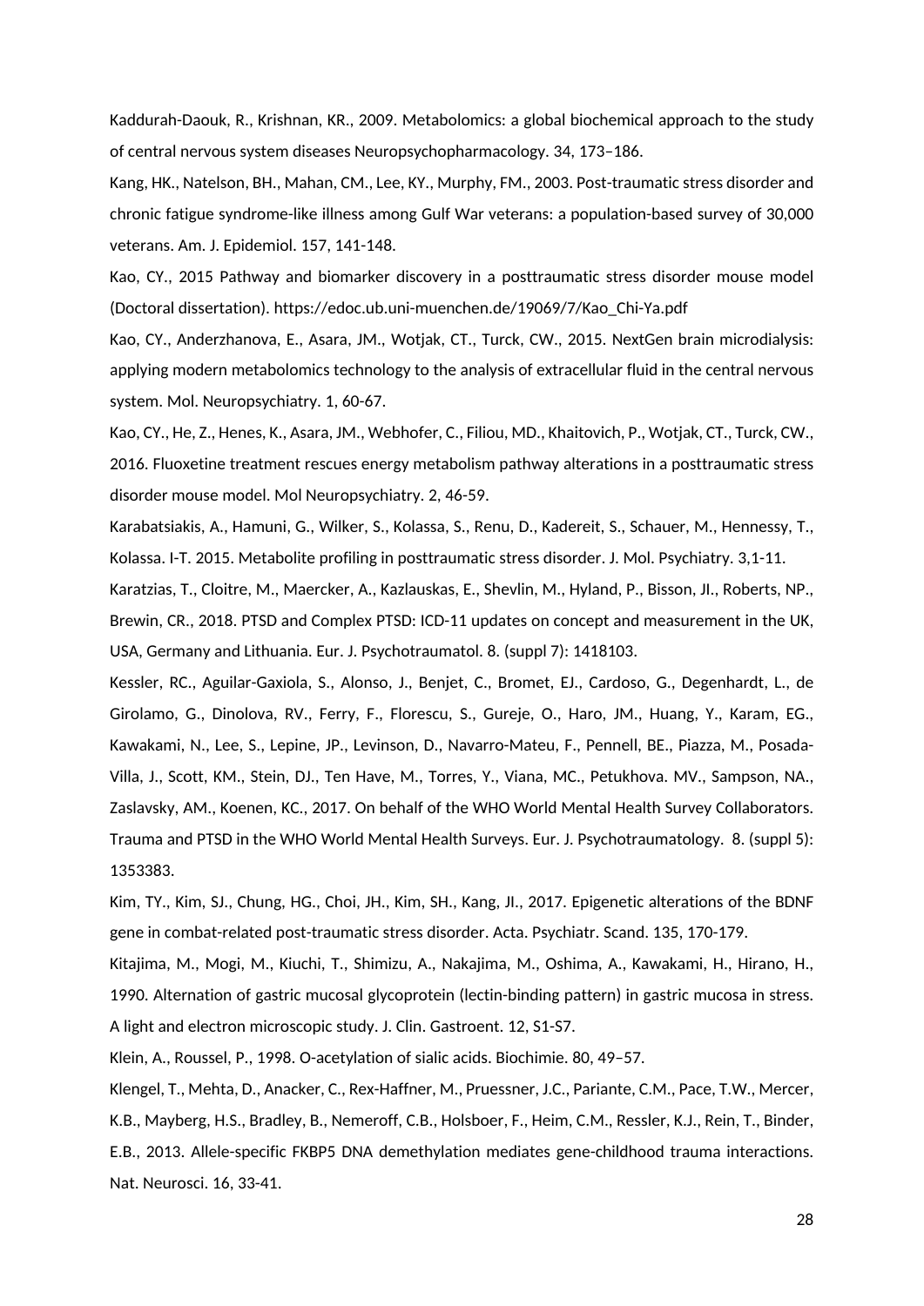Kaddurah-Daouk, R., Krishnan, KR., 2009. Metabolomics: a global biochemical approach to the study of central nervous system diseases Neuropsychopharmacology. 34, 173–186.

Kang, HK., Natelson, BH., Mahan, CM., Lee, KY., Murphy, FM., 2003. Post-traumatic stress disorder and chronic fatigue syndrome-like illness among Gulf War veterans: a population-based survey of 30,000 veterans. Am. J. Epidemiol. 157, 141-148.

Kao, CY., 2015 Pathway and biomarker discovery in a posttraumatic stress disorder mouse model (Doctoral dissertation). https://edoc.ub.uni-muenchen.de/19069/7/Kao_Chi-Ya.pdf

Kao, CY., Anderzhanova, E., Asara, JM., Wotjak, CT., Turck, CW., 2015. NextGen brain microdialysis: applying modern metabolomics technology to the analysis of extracellular fluid in the central nervous system. Mol. Neuropsychiatry. 1, 60-67.

Kao, CY., He, Z., Henes, K., Asara, JM., Webhofer, C., Filiou, MD., Khaitovich, P., Wotjak, CT., Turck, CW., 2016. Fluoxetine treatment rescues energy metabolism pathway alterations in a posttraumatic stress disorder mouse model. Mol Neuropsychiatry. 2, 46-59.

Karabatsiakis, A., Hamuni, G., Wilker, S., Kolassa, S., Renu, D., Kadereit, S., Schauer, M., Hennessy, T., Kolassa. I-T. 2015. Metabolite profiling in posttraumatic stress disorder. J. Mol. Psychiatry. 3,1-11.

Karatzias, T., Cloitre, M., Maercker, A., Kazlauskas, E., Shevlin, M., Hyland, P., Bisson, JI., Roberts, NP., Brewin, CR., 2018. PTSD and Complex PTSD: ICD-11 updates on concept and measurement in the UK, USA, Germany and Lithuania. Eur. J. Psychotraumatol. 8. (suppl 7): 1418103.

Kessler, RC., Aguilar-Gaxiola, S., Alonso, J., Benjet, C., Bromet, EJ., Cardoso, G., Degenhardt, L., de Girolamo, G., Dinolova, RV., Ferry, F., Florescu, S., Gureje, O., Haro, JM., Huang, Y., Karam, EG., Kawakami, N., Lee, S., Lepine, JP., Levinson, D., Navarro-Mateu, F., Pennell, BE., Piazza, M., Posada-Villa, J., Scott, KM., Stein, DJ., Ten Have, M., Torres, Y., Viana, MC., Petukhova. MV., Sampson, NA., Zaslavsky, AM., Koenen, KC., 2017. On behalf of the WHO World Mental Health Survey Collaborators. Trauma and PTSD in the WHO World Mental Health Surveys. Eur. J. Psychotraumatology. 8. (suppl 5): 1353383.

Kim, TY., Kim, SJ., Chung, HG., Choi, JH., Kim, SH., Kang, JI., 2017. Epigenetic alterations of the BDNF gene in combat-related post-traumatic stress disorder. Acta. Psychiatr. Scand. 135, 170-179.

Kitajima, M., Mogi, M., Kiuchi, T., Shimizu, A., Nakajima, M., Oshima, A., Kawakami, H., Hirano, H., 1990. Alternation of gastric mucosal glycoprotein (lectin-binding pattern) in gastric mucosa in stress. A light and electron microscopic study. J. Clin. Gastroent. 12, S1-S7.

Klein, A., Roussel, P., 1998. O-acetylation of sialic acids. Biochimie. 80, 49–57.

Klengel, T., Mehta, D., Anacker, C., Rex-Haffner, M., Pruessner, J.C., Pariante, C.M., Pace, T.W., Mercer, K.B., Mayberg, H.S., Bradley, B., Nemeroff, C.B., Holsboer, F., Heim, C.M., Ressler, K.J., Rein, T., Binder, E.B., 2013. Allele-specific FKBP5 DNA demethylation mediates gene-childhood trauma interactions. Nat. Neurosci. 16, 33-41.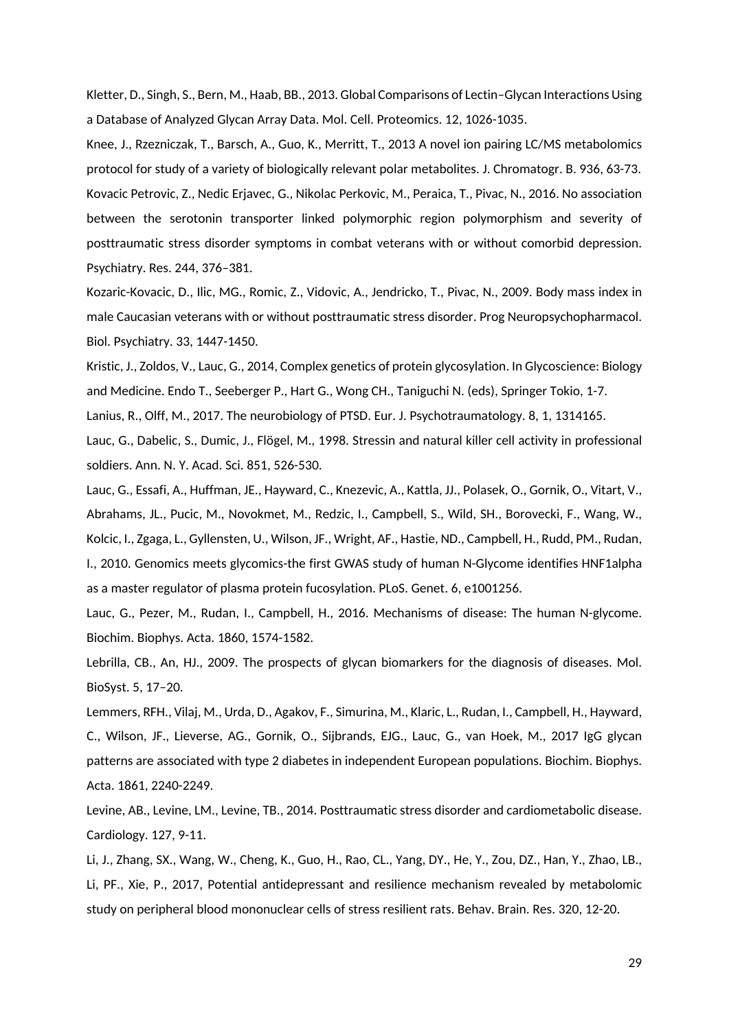Kletter, D., Singh, S., Bern, M., Haab, BB., 2013. Global Comparisons of Lectin–Glycan Interactions Using a Database of Analyzed Glycan Array Data. Mol. Cell. Proteomics. 12, 1026-1035.

Knee, J., Rzezniczak, T., Barsch, A., Guo, K., Merritt, T., 2013 A novel ion pairing LC/MS metabolomics protocol for study of a variety of biologically relevant polar metabolites. J. Chromatogr. B. 936, 63-73.

Kovacic Petrovic, Z., Nedic Erjavec, G., Nikolac Perkovic, M., Peraica, T., Pivac, N., 2016. No association between the serotonin transporter linked polymorphic region polymorphism and severity of posttraumatic stress disorder symptoms in combat veterans with or without comorbid depression. Psychiatry. Res. 244, 376–381.

Kozaric-Kovacic, D., Ilic, MG., Romic, Z., Vidovic, A., Jendricko, T., Pivac, N., 2009. Body mass index in male Caucasian veterans with or without posttraumatic stress disorder. Prog Neuropsychopharmacol. Biol. Psychiatry. 33, 1447-1450.

Kristic, J., Zoldos, V., Lauc, G., 2014, Complex genetics of protein glycosylation. In Glycoscience: Biology and Medicine. Endo T., Seeberger P., Hart G., Wong CH., Taniguchi N. (eds), Springer Tokio, 1-7.

Lanius, R., Olff, M., 2017. The neurobiology of PTSD. Eur. J. Psychotraumatology. 8, 1, 1314165.

Lauc, G., Dabelic, S., Dumic, J., Flögel, M., 1998. Stressin and natural killer cell activity in professional soldiers. Ann. N. Y. Acad. Sci. 851, 526-530.

Lauc, G., Essafi, A., Huffman, JE., Hayward, C., Knezevic, A., Kattla, JJ., Polasek, O., Gornik, O., Vitart, V., Abrahams, JL., Pucic, M., Novokmet, M., Redzic, I., Campbell, S., Wild, SH., Borovecki, F., Wang, W., Kolcic, I., Zgaga, L., Gyllensten, U., Wilson, JF., Wright, AF., Hastie, ND., Campbell, H., Rudd, PM., Rudan, I., 2010. Genomics meets glycomics-the first GWAS study of human N-Glycome identifies HNF1alpha as a master regulator of plasma protein fucosylation. PLoS. Genet. 6, e1001256.

Lauc, G., Pezer, M., Rudan, I., Campbell, H., 2016. Mechanisms of disease: The human N-glycome. Biochim. Biophys. Acta. 1860, 1574-1582.

Lebrilla, CB., An, HJ., 2009. The prospects of glycan biomarkers for the diagnosis of diseases. Mol. BioSyst. 5, 17–20.

Lemmers, RFH., Vilaj, M., Urda, D., Agakov, F., Simurina, M., Klaric, L., Rudan, I., Campbell, H., Hayward, C., Wilson, JF., Lieverse, AG., Gornik, O., Sijbrands, EJG., Lauc, G., van Hoek, M., 2017 IgG glycan patterns are associated with type 2 diabetes in independent European populations. Biochim. Biophys. Acta. 1861, 2240-2249.

Levine, AB., Levine, LM., Levine, TB., 2014. Posttraumatic stress disorder and cardiometabolic disease. Cardiology. 127, 9-11.

Li, J., Zhang, SX., Wang, W., Cheng, K., Guo, H., Rao, CL., Yang, DY., He, Y., Zou, DZ., Han, Y., Zhao, LB., Li, PF., Xie, P., 2017, Potential antidepressant and resilience mechanism revealed by metabolomic study on peripheral blood mononuclear cells of stress resilient rats. Behav. Brain. Res. 320, 12-20.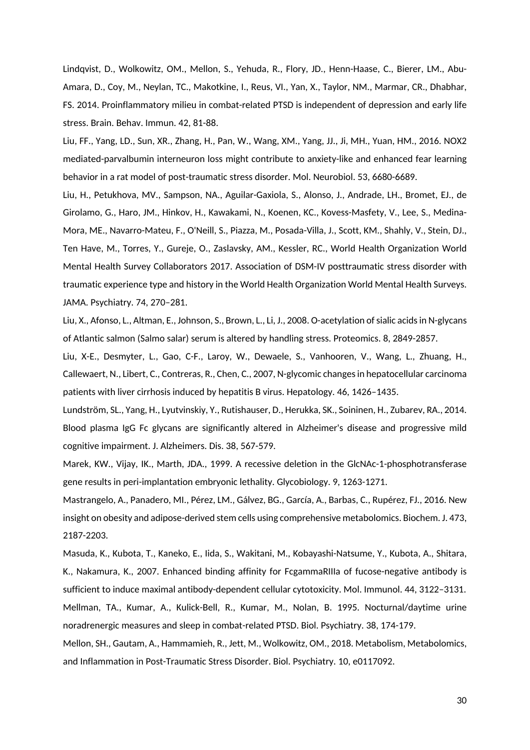Lindqvist, D., Wolkowitz, OM., Mellon, S., Yehuda, R., Flory, JD., Henn-Haase, C., Bierer, LM., Abu-Amara, D., Coy, M., Neylan, TC., Makotkine, I., Reus, VI., Yan, X., Taylor, NM., Marmar, CR., Dhabhar, FS. 2014. Proinflammatory milieu in combat-related PTSD is independent of depression and early life stress. Brain. Behav. Immun. 42, 81-88.

Liu, FF., Yang, LD., Sun, XR., Zhang, H., Pan, W., Wang, XM., Yang, JJ., Ji, MH., Yuan, HM., 2016. NOX2 mediated-parvalbumin interneuron loss might contribute to anxiety-like and enhanced fear learning behavior in a rat model of post-traumatic stress disorder. Mol. Neurobiol. 53, 6680-6689.

Liu, H., Petukhova, MV., Sampson, NA., Aguilar-Gaxiola, S., Alonso, J., Andrade, LH., Bromet, EJ., de Girolamo, G., Haro, JM., Hinkov, H., Kawakami, N., Koenen, KC., Kovess-Masfety, V., Lee, S., Medina-Mora, ME., Navarro-Mateu, F., O'Neill, S., Piazza, M., Posada-Villa, J., Scott, KM., Shahly, V., Stein, DJ., Ten Have, M., Torres, Y., Gureje, O., Zaslavsky, AM., Kessler, RC., World Health Organization World Mental Health Survey Collaborators 2017. Association of DSM-IV posttraumatic stress disorder with traumatic experience type and history in the World Health Organization World Mental Health Surveys. JAMA. Psychiatry. 74, 270–281.

Liu, X., Afonso, L., Altman, E., Johnson, S., Brown, L., Li, J., 2008. O-acetylation of sialic acids in N-glycans of Atlantic salmon (Salmo salar) serum is altered by handling stress. Proteomics. 8, 2849-2857.

Liu, X-E., Desmyter, L., Gao, C-F., Laroy, W., Dewaele, S., Vanhooren, V., Wang, L., Zhuang, H., Callewaert, N., Libert, C., Contreras, R., Chen, C., 2007, N-glycomic changes in hepatocellular carcinoma patients with liver cirrhosis induced by hepatitis B virus. Hepatology. 46, 1426–1435.

Lundström, SL., Yang, H., Lyutvinskiy, Y., Rutishauser, D., Herukka, SK., Soininen, H., Zubarev, RA., 2014. Blood plasma IgG Fc glycans are significantly altered in Alzheimer's disease and progressive mild cognitive impairment. J. Alzheimers. Dis. 38, 567-579.

Marek, KW., Vijay, IK., Marth, JDA., 1999. A recessive deletion in the GlcNAc-1-phosphotransferase gene results in peri-implantation embryonic lethality. Glycobiology. 9, 1263-1271.

Mastrangelo, A., Panadero, MI., Pérez, LM., Gálvez, BG., García, A., Barbas, C., Rupérez, FJ., 2016. New insight on obesity and adipose-derived stem cells using comprehensive metabolomics. Biochem. J. 473, 2187-2203.

Masuda, K., Kubota, T., Kaneko, E., Iida, S., Wakitani, M., Kobayashi-Natsume, Y., Kubota, A., Shitara, K., Nakamura, K., 2007. Enhanced binding affinity for FcgammaRIIIa of fucose-negative antibody is sufficient to induce maximal antibody-dependent cellular cytotoxicity. Mol. Immunol. 44, 3122–3131.

Mellman, TA., Kumar, A., Kulick-Bell, R., Kumar, M., Nolan, B. 1995. Nocturnal/daytime urine noradrenergic measures and sleep in combat-related PTSD. Biol. Psychiatry. 38, 174-179.

Mellon, SH., Gautam, A., Hammamieh, R., Jett, M., Wolkowitz, OM., 2018. Metabolism, Metabolomics, and Inflammation in Post-Traumatic Stress Disorder. Biol. Psychiatry. 10, e0117092.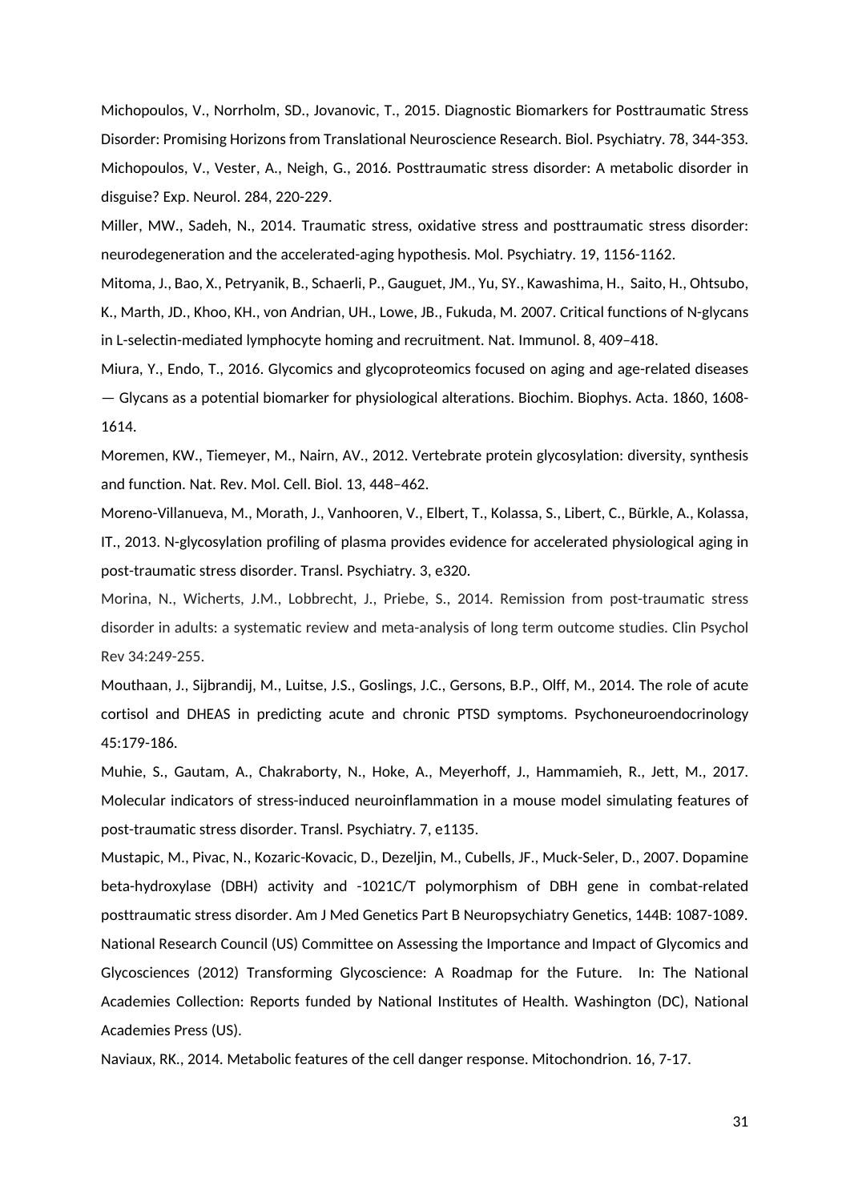Michopoulos, V., Norrholm, SD., Jovanovic, T., 2015. Diagnostic Biomarkers for Posttraumatic Stress Disorder: Promising Horizons from Translational Neuroscience Research. Biol. Psychiatry. 78, 344-353.

Michopoulos, V., Vester, A., Neigh, G., 2016. Posttraumatic stress disorder: A metabolic disorder in disguise? Exp. Neurol. 284, 220-229.

Miller, MW., Sadeh, N., 2014. Traumatic stress, oxidative stress and posttraumatic stress disorder: neurodegeneration and the accelerated-aging hypothesis. Mol. Psychiatry. 19, 1156-1162.

Mitoma, J., Bao, X., Petryanik, B., Schaerli, P., Gauguet, JM., Yu, SY., Kawashima, H., Saito, H., Ohtsubo, K., Marth, JD., Khoo, KH., von Andrian, UH., Lowe, JB., Fukuda, M. 2007. Critical functions of N-glycans in L-selectin-mediated lymphocyte homing and recruitment. Nat. Immunol. 8, 409–418.

Miura, Y., Endo, T., 2016. Glycomics and glycoproteomics focused on aging and age-related diseases — Glycans as a potential biomarker for physiological alterations. Biochim. Biophys. Acta. 1860, 1608-1614.

Moremen, KW., Tiemeyer, M., Nairn, AV., 2012. Vertebrate protein glycosylation: diversity, synthesis and function. Nat. Rev. Mol. Cell. Biol. 13, 448–462.

Moreno-Villanueva, M., Morath, J., Vanhooren, V., Elbert, T., Kolassa, S., Libert, C., Bürkle, A., Kolassa, IT., 2013. N-glycosylation profiling of plasma provides evidence for accelerated physiological aging in post-traumatic stress disorder. Transl. Psychiatry. 3, e320.

Morina, N., Wicherts, J.M., Lobbrecht, J., Priebe, S., 2014. Remission from post-traumatic stress disorder in adults: a systematic review and meta-analysis of long term outcome studies. Clin Psychol Rev 34:249-255.

Mouthaan, J., Sijbrandij, M., Luitse, J.S., Goslings, J.C., Gersons, B.P., Olff, M., 2014. The role of acute cortisol and DHEAS in predicting acute and chronic PTSD symptoms. Psychoneuroendocrinology 45:179-186.

Muhie, S., Gautam, A., Chakraborty, N., Hoke, A., Meyerhoff, J., Hammamieh, R., Jett, M., 2017. Molecular indicators of stress-induced neuroinflammation in a mouse model simulating features of post-traumatic stress disorder. Transl. Psychiatry. 7, e1135.

Mustapic, M., Pivac, N., Kozaric-Kovacic, D., Dezeljin, M., Cubells, JF., Muck-Seler, D., 2007. Dopamine beta-hydroxylase (DBH) activity and -1021C/T polymorphism of DBH gene in combat-related posttraumatic stress disorder. Am J Med Genetics Part B Neuropsychiatry Genetics, 144B: 1087-1089.

National Research Council (US) Committee on Assessing the Importance and Impact of Glycomics and Glycosciences (2012) Transforming Glycoscience: A Roadmap for the Future. In: The National Academies Collection: Reports funded by National Institutes of Health. Washington (DC), National Academies Press (US).

Naviaux, RK., 2014. Metabolic features of the cell danger response. Mitochondrion. 16, 7-17.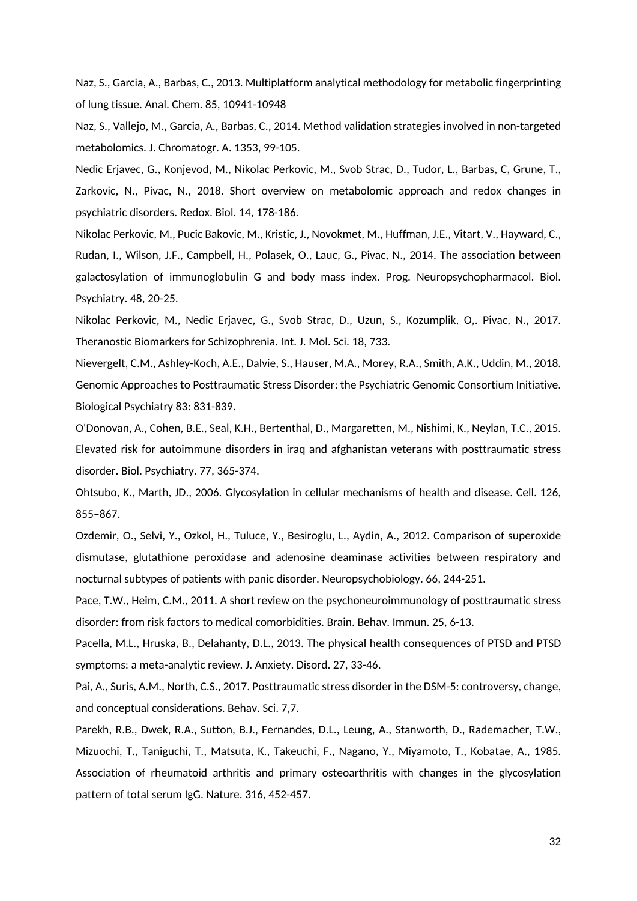Naz, S., Garcia, A., Barbas, C., 2013. Multiplatform analytical methodology for metabolic fingerprinting of lung tissue. Anal. Chem. 85, 10941-10948

Naz, S., Vallejo, M., Garcia, A., Barbas, C., 2014. Method validation strategies involved in non-targeted metabolomics. J. Chromatogr. A. 1353, 99-105.

Nedic Erjavec, G., Konjevod, M., Nikolac Perkovic, M., Svob Strac, D., Tudor, L., Barbas, C, Grune, T., Zarkovic, N., Pivac, N., 2018. Short overview on metabolomic approach and redox changes in psychiatric disorders. Redox. Biol. 14, 178-186.

Nikolac Perkovic, M., Pucic Bakovic, M., Kristic, J., Novokmet, M., Huffman, J.E., Vitart, V., Hayward, C., Rudan, I., Wilson, J.F., Campbell, H., Polasek, O., Lauc, G., Pivac, N., 2014. The association between galactosylation of immunoglobulin G and body mass index. Prog. Neuropsychopharmacol. Biol. Psychiatry. 48, 20-25.

Nikolac Perkovic, M., Nedic Erjavec, G., Svob Strac, D., Uzun, S., Kozumplik, O,. Pivac, N., 2017. Theranostic Biomarkers for Schizophrenia. Int. J. Mol. Sci. 18, 733.

Nievergelt, C.M., Ashley-Koch, A.E., Dalvie, S., Hauser, M.A., Morey, R.A., Smith, A.K., Uddin, M., 2018. Genomic Approaches to Posttraumatic Stress Disorder: the Psychiatric Genomic Consortium Initiative. Biological Psychiatry 83: 831-839.

O'Donovan, A., Cohen, B.E., Seal, K.H., Bertenthal, D., Margaretten, M., Nishimi, K., Neylan, T.C., 2015. Elevated risk for autoimmune disorders in iraq and afghanistan veterans with posttraumatic stress disorder. Biol. Psychiatry. 77, 365-374.

Ohtsubo, K., Marth, JD., 2006. Glycosylation in cellular mechanisms of health and disease. Cell. 126, 855–867.

Ozdemir, O., Selvi, Y., Ozkol, H., Tuluce, Y., Besiroglu, L., Aydin, A., 2012. Comparison of superoxide dismutase, glutathione peroxidase and adenosine deaminase activities between respiratory and nocturnal subtypes of patients with panic disorder. Neuropsychobiology. 66, 244-251.

Pace, T.W., Heim, C.M., 2011. A short review on the psychoneuroimmunology of posttraumatic stress disorder: from risk factors to medical comorbidities. Brain. Behav. Immun. 25, 6-13.

Pacella, M.L., Hruska, B., Delahanty, D.L., 2013. The physical health consequences of PTSD and PTSD symptoms: a meta-analytic review. J. Anxiety. Disord. 27, 33-46.

Pai, A., Suris, A.M., North, C.S., 2017. Posttraumatic stress disorder in the DSM-5: controversy, change, and conceptual considerations. Behav. Sci. 7,7.

Parekh, R.B., Dwek, R.A., Sutton, B.J., Fernandes, D.L., Leung, A., Stanworth, D., Rademacher, T.W., Mizuochi, T., Taniguchi, T., Matsuta, K., Takeuchi, F., Nagano, Y., Miyamoto, T., Kobatae, A., 1985. Association of rheumatoid arthritis and primary osteoarthritis with changes in the glycosylation pattern of total serum IgG. Nature. 316, 452-457.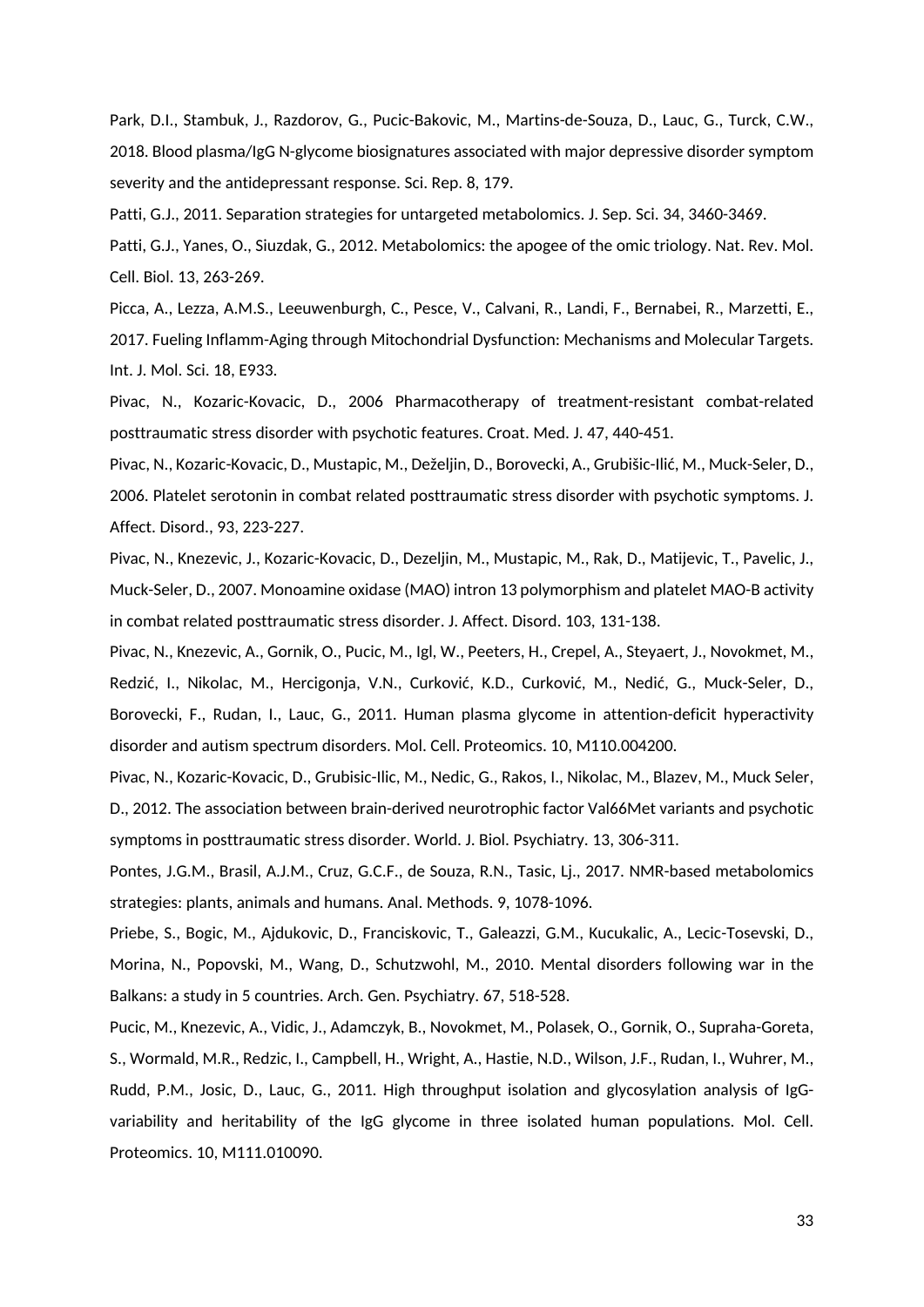Park, D.I., Stambuk, J., Razdorov, G., Pucic-Bakovic, M., Martins-de-Souza, D., Lauc, G., Turck, C.W., 2018. Blood plasma/IgG N-glycome biosignatures associated with major depressive disorder symptom severity and the antidepressant response. Sci. Rep. 8, 179.

Patti, G.J., 2011. Separation strategies for untargeted metabolomics. J. Sep. Sci. 34, 3460-3469.

Patti, G.J., Yanes, O., Siuzdak, G., 2012. Metabolomics: the apogee of the omic triology. Nat. Rev. Mol. Cell. Biol. 13, 263-269.

Picca, A., Lezza, A.M.S., Leeuwenburgh, C., Pesce, V., Calvani, R., Landi, F., Bernabei, R., Marzetti, E., 2017. Fueling Inflamm-Aging through Mitochondrial Dysfunction: Mechanisms and Molecular Targets. Int. J. Mol. Sci. 18, E933.

Pivac, N., Kozaric-Kovacic, D., 2006 Pharmacotherapy of treatment-resistant combat-related posttraumatic stress disorder with psychotic features. Croat. Med. J. 47, 440-451.

Pivac, N., Kozaric-Kovacic, D., Mustapic, M., Deželjin, D., Borovecki, A., Grubišic-Ilić, M., Muck-Seler, D., 2006. Platelet serotonin in combat related posttraumatic stress disorder with psychotic symptoms. J. Affect. Disord., 93, 223-227.

Pivac, N., Knezevic, J., Kozaric-Kovacic, D., Dezeljin, M., Mustapic, M., Rak, D., Matijevic, T., Pavelic, J., Muck-Seler, D., 2007. Monoamine oxidase (MAO) intron 13 polymorphism and platelet MAO-B activity in combat related posttraumatic stress disorder. J. Affect. Disord. 103, 131-138.

Pivac, N., Knezevic, A., Gornik, O., Pucic, M., Igl, W., Peeters, H., Crepel, A., Steyaert, J., Novokmet, M., Redzić, I., Nikolac, M., Hercigonja, V.N., Curković, K.D., Curković, M., Nedić, G., Muck-Seler, D., Borovecki, F., Rudan, I., Lauc, G., 2011. Human plasma glycome in attention-deficit hyperactivity disorder and autism spectrum disorders. Mol. Cell. Proteomics. 10, M110.004200.

Pivac, N., Kozaric-Kovacic, D., Grubisic-Ilic, M., Nedic, G., Rakos, I., Nikolac, M., Blazev, M., Muck Seler, D., 2012. The association between brain-derived neurotrophic factor Val66Met variants and psychotic symptoms in posttraumatic stress disorder. World. J. Biol. Psychiatry. 13, 306-311.

Pontes, J.G.M., Brasil, A.J.M., Cruz, G.C.F., de Souza, R.N., Tasic, Lj., 2017. NMR-based metabolomics strategies: plants, animals and humans. Anal. Methods. 9, 1078-1096.

Priebe, S., Bogic, M., Ajdukovic, D., Franciskovic, T., Galeazzi, G.M., Kucukalic, A., Lecic-Tosevski, D., Morina, N., Popovski, M., Wang, D., Schutzwohl, M., 2010. Mental disorders following war in the Balkans: a study in 5 countries. Arch. Gen. Psychiatry. 67, 518-528.

Pucic, M., Knezevic, A., Vidic, J., Adamczyk, B., Novokmet, M., Polasek, O., Gornik, O., Supraha-Goreta, S., Wormald, M.R., Redzic, I., Campbell, H., Wright, A., Hastie, N.D., Wilson, J.F., Rudan, I., Wuhrer, M., Rudd, P.M., Josic, D., Lauc, G., 2011. High throughput isolation and glycosylation analysis of IgG-variability and heritability of the IgG glycome in three isolated human populations. Mol. Cell. Proteomics. 10, M111.010090.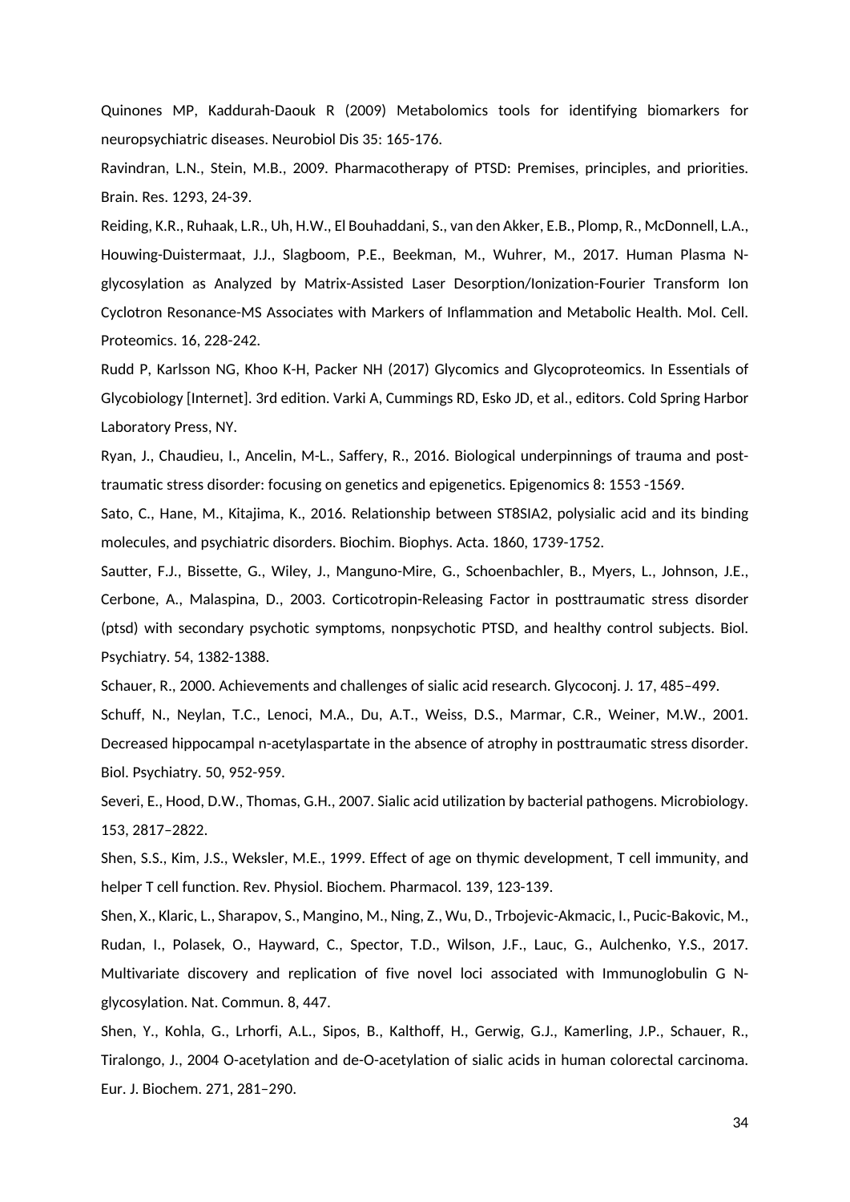Quinones MP, Kaddurah-Daouk R (2009) Metabolomics tools for identifying biomarkers for neuropsychiatric diseases. Neurobiol Dis 35: 165-176.

Ravindran, L.N., Stein, M.B., 2009. Pharmacotherapy of PTSD: Premises, principles, and priorities. Brain. Res. 1293, 24-39.

Reiding, K.R., Ruhaak, L.R., Uh, H.W., El Bouhaddani, S., van den Akker, E.B., Plomp, R., McDonnell, L.A., Houwing-Duistermaat, J.J., Slagboom, P.E., Beekman, M., Wuhrer, M., 2017. Human Plasma N-glycosylation as Analyzed by Matrix-Assisted Laser Desorption/Ionization-Fourier Transform Ion Cyclotron Resonance-MS Associates with Markers of Inflammation and Metabolic Health. Mol. Cell. Proteomics. 16, 228-242.

Rudd P, Karlsson NG, Khoo K-H, Packer NH (2017) Glycomics and Glycoproteomics. In Essentials of Glycobiology [Internet]. 3rd edition. Varki A, Cummings RD, Esko JD, et al., editors. Cold Spring Harbor Laboratory Press, NY.

Ryan, J., Chaudieu, I., Ancelin, M-L., Saffery, R., 2016. Biological underpinnings of trauma and post-traumatic stress disorder: focusing on genetics and epigenetics. Epigenomics 8: 1553 -1569.

Sato, C., Hane, M., Kitajima, K., 2016. Relationship between ST8SIA2, polysialic acid and its binding molecules, and psychiatric disorders. Biochim. Biophys. Acta. 1860, 1739-1752.

Sautter, F.J., Bissette, G., Wiley, J., Manguno-Mire, G., Schoenbachler, B., Myers, L., Johnson, J.E., Cerbone, A., Malaspina, D., 2003. Corticotropin-Releasing Factor in posttraumatic stress disorder (ptsd) with secondary psychotic symptoms, nonpsychotic PTSD, and healthy control subjects. Biol. Psychiatry. 54, 1382-1388.

Schauer, R., 2000. Achievements and challenges of sialic acid research. Glycoconj. J. 17, 485–499.

Schuff, N., Neylan, T.C., Lenoci, M.A., Du, A.T., Weiss, D.S., Marmar, C.R., Weiner, M.W., 2001. Decreased hippocampal n-acetylaspartate in the absence of atrophy in posttraumatic stress disorder. Biol. Psychiatry. 50, 952-959.

Severi, E., Hood, D.W., Thomas, G.H., 2007. Sialic acid utilization by bacterial pathogens. Microbiology. 153, 2817–2822.

Shen, S.S., Kim, J.S., Weksler, M.E., 1999. Effect of age on thymic development, T cell immunity, and helper T cell function. Rev. Physiol. Biochem. Pharmacol. 139, 123-139.

Shen, X., Klaric, L., Sharapov, S., Mangino, M., Ning, Z., Wu, D., Trbojevic-Akmacic, I., Pucic-Bakovic, M., Rudan, I., Polasek, O., Hayward, C., Spector, T.D., Wilson, J.F., Lauc, G., Aulchenko, Y.S., 2017. Multivariate discovery and replication of five novel loci associated with Immunoglobulin G N-glycosylation. Nat. Commun. 8, 447.

Shen, Y., Kohla, G., Lrhorfi, A.L., Sipos, B., Kalthoff, H., Gerwig, G.J., Kamerling, J.P., Schauer, R., Tiralongo, J., 2004 O-acetylation and de-O-acetylation of sialic acids in human colorectal carcinoma. Eur. J. Biochem. 271, 281–290.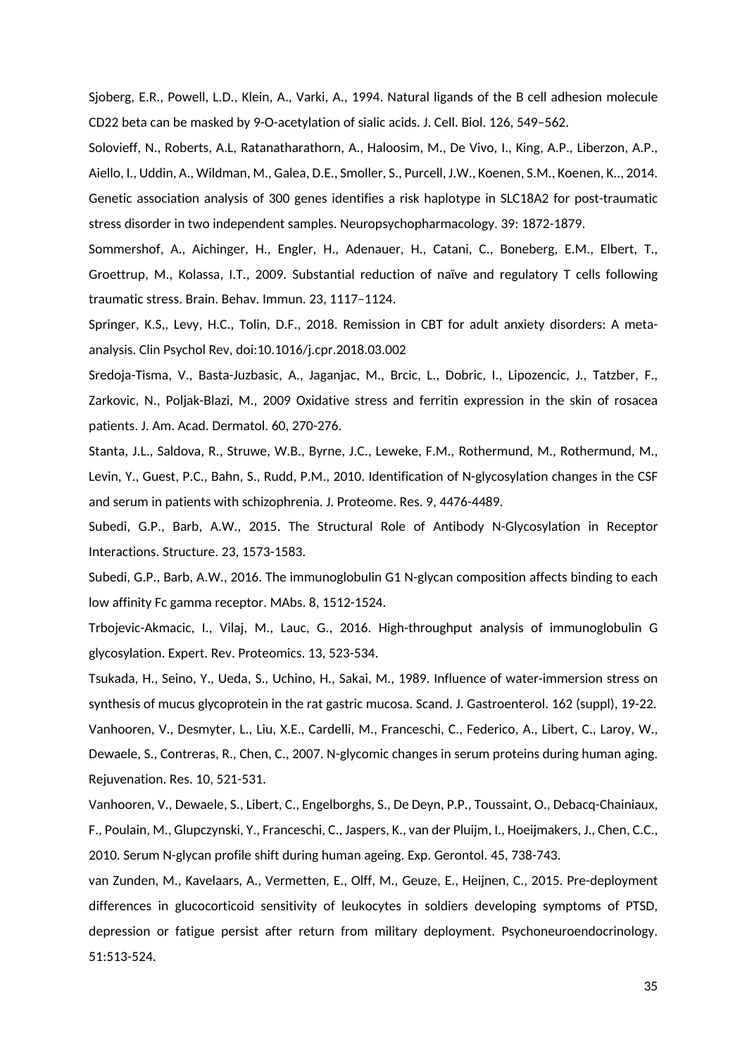Sjoberg, E.R., Powell, L.D., Klein, A., Varki, A., 1994. Natural ligands of the B cell adhesion molecule CD22 beta can be masked by 9-O-acetylation of sialic acids. J. Cell. Biol. 126, 549–562.

Solovieff, N., Roberts, A.L, Ratanatharathorn, A., Haloosim, M., De Vivo, I., King, A.P., Liberzon, A.P., Aiello, I., Uddin, A., Wildman, M., Galea, D.E., Smoller, S., Purcell, J.W., Koenen, S.M., Koenen, K.., 2014. Genetic association analysis of 300 genes identifies a risk haplotype in SLC18A2 for post-traumatic stress disorder in two independent samples. Neuropsychopharmacology. 39: 1872-1879.

Sommershof, A., Aichinger, H., Engler, H., Adenauer, H., Catani, C., Boneberg, E.M., Elbert, T., Groettrup, M., Kolassa, I.T., 2009. Substantial reduction of naïve and regulatory T cells following traumatic stress. Brain. Behav. Immun. 23, 1117–1124.

Springer, K.S,, Levy, H.C., Tolin, D.F., 2018. Remission in CBT for adult anxiety disorders: A meta-analysis. Clin Psychol Rev, doi:10.1016/j.cpr.2018.03.002

Sredoja-Tisma, V., Basta-Juzbasic, A., Jaganjac, M., Brcic, L., Dobric, I., Lipozencic, J., Tatzber, F., Zarkovic, N., Poljak-Blazi, M., 2009 Oxidative stress and ferritin expression in the skin of rosacea patients. J. Am. Acad. Dermatol. 60, 270-276.

Stanta, J.L., Saldova, R., Struwe, W.B., Byrne, J.C., Leweke, F.M., Rothermund, M., Rothermund, M., Levin, Y., Guest, P.C., Bahn, S., Rudd, P.M., 2010. Identification of N-glycosylation changes in the CSF and serum in patients with schizophrenia. J. Proteome. Res. 9, 4476-4489.

Subedi, G.P., Barb, A.W., 2015. The Structural Role of Antibody N-Glycosylation in Receptor Interactions. Structure. 23, 1573-1583.

Subedi, G.P., Barb, A.W., 2016. The immunoglobulin G1 N-glycan composition affects binding to each low affinity Fc gamma receptor. MAbs. 8, 1512-1524.

Trbojevic-Akmacic, I., Vilaj, M., Lauc, G., 2016. High-throughput analysis of immunoglobulin G glycosylation. Expert. Rev. Proteomics. 13, 523-534.

Tsukada, H., Seino, Y., Ueda, S., Uchino, H., Sakai, M., 1989. Influence of water-immersion stress on synthesis of mucus glycoprotein in the rat gastric mucosa. Scand. J. Gastroenterol. 162 (suppl), 19-22.

Vanhooren, V., Desmyter, L., Liu, X.E., Cardelli, M., Franceschi, C., Federico, A., Libert, C., Laroy, W., Dewaele, S., Contreras, R., Chen, C., 2007. N-glycomic changes in serum proteins during human aging. Rejuvenation. Res. 10, 521-531.

Vanhooren, V., Dewaele, S., Libert, C., Engelborghs, S., De Deyn, P.P., Toussaint, O., Debacq-Chainiaux, F., Poulain, M., Glupczynski, Y., Franceschi, C., Jaspers, K., van der Pluijm, I., Hoeijmakers, J., Chen, C.C., 2010. Serum N-glycan profile shift during human ageing. Exp. Gerontol. 45, 738-743.

van Zunden, M., Kavelaars, A., Vermetten, E., Olff, M., Geuze, E., Heijnen, C., 2015. Pre-deployment differences in glucocorticoid sensitivity of leukocytes in soldiers developing symptoms of PTSD, depression or fatigue persist after return from military deployment. Psychoneuroendocrinology. 51:513-524.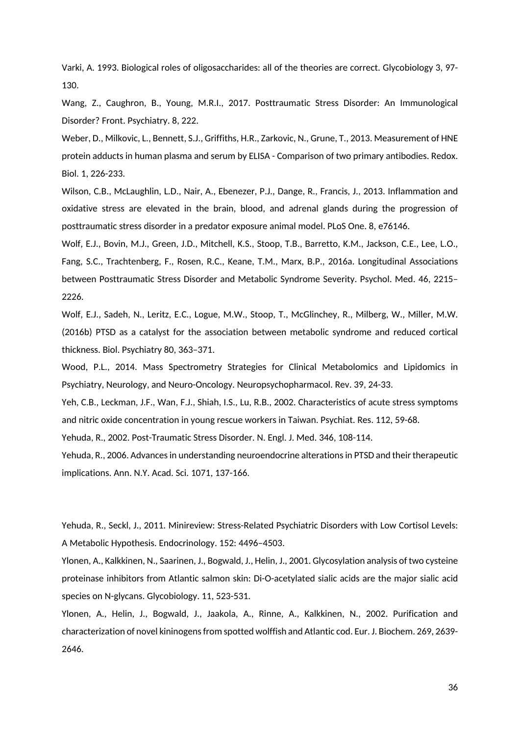Varki, A. 1993. Biological roles of oligosaccharides: all of the theories are correct. Glycobiology 3, 97-130.

Wang, Z., Caughron, B., Young, M.R.I., 2017. Posttraumatic Stress Disorder: An Immunological Disorder? Front. Psychiatry. 8, 222.

Weber, D., Milkovic, L., Bennett, S.J., Griffiths, H.R., Zarkovic, N., Grune, T., 2013. Measurement of HNE protein adducts in human plasma and serum by ELISA - Comparison of two primary antibodies. Redox. Biol. 1, 226-233.

Wilson, C.B., McLaughlin, L.D., Nair, A., Ebenezer, P.J., Dange, R., Francis, J., 2013. Inflammation and oxidative stress are elevated in the brain, blood, and adrenal glands during the progression of posttraumatic stress disorder in a predator exposure animal model. PLoS One. 8, e76146.

Wolf, E.J., Bovin, M.J., Green, J.D., Mitchell, K.S., Stoop, T.B., Barretto, K.M., Jackson, C.E., Lee, L.O., Fang, S.C., Trachtenberg, F., Rosen, R.C., Keane, T.M., Marx, B.P., 2016a. Longitudinal Associations between Posttraumatic Stress Disorder and Metabolic Syndrome Severity. Psychol. Med. 46, 2215–2226.

Wolf, E.J., Sadeh, N., Leritz, E.C., Logue, M.W., Stoop, T., McGlinchey, R., Milberg, W., Miller, M.W. (2016b) PTSD as a catalyst for the association between metabolic syndrome and reduced cortical thickness. Biol. Psychiatry 80, 363–371.

Wood, P.L., 2014. Mass Spectrometry Strategies for Clinical Metabolomics and Lipidomics in Psychiatry, Neurology, and Neuro-Oncology. Neuropsychopharmacol. Rev. 39, 24-33.

Yeh, C.B., Leckman, J.F., Wan, F.J., Shiah, I.S., Lu, R.B., 2002. Characteristics of acute stress symptoms and nitric oxide concentration in young rescue workers in Taiwan. Psychiat. Res. 112, 59-68.

Yehuda, R., 2002. Post-Traumatic Stress Disorder. N. Engl. J. Med. 346, 108-114.

Yehuda, R., 2006. Advances in understanding neuroendocrine alterations in PTSD and their therapeutic implications. Ann. N.Y. Acad. Sci. 1071, 137-166.

Yehuda, R., Seckl, J., 2011. Minireview: Stress-Related Psychiatric Disorders with Low Cortisol Levels: A Metabolic Hypothesis. Endocrinology. 152: 4496–4503.

Ylonen, A., Kalkkinen, N., Saarinen, J., Bogwald, J., Helin, J., 2001. Glycosylation analysis of two cysteine proteinase inhibitors from Atlantic salmon skin: Di-O-acetylated sialic acids are the major sialic acid species on N-glycans. Glycobiology. 11, 523-531.

Ylonen, A., Helin, J., Bogwald, J., Jaakola, A., Rinne, A., Kalkkinen, N., 2002. Purification and characterization of novel kininogens from spotted wolffish and Atlantic cod. Eur. J. Biochem. 269, 2639-2646.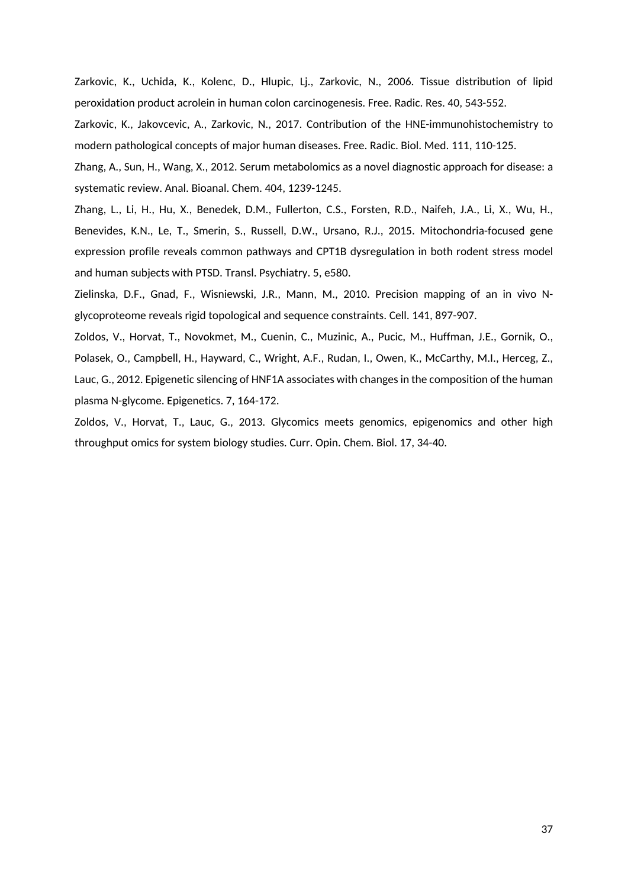Zarkovic, K., Uchida, K., Kolenc, D., Hlupic, Lj., Zarkovic, N., 2006. Tissue distribution of lipid peroxidation product acrolein in human colon carcinogenesis. Free. Radic. Res. 40, 543-552.

Zarkovic, K., Jakovcevic, A., Zarkovic, N., 2017. Contribution of the HNE-immunohistochemistry to modern pathological concepts of major human diseases. Free. Radic. Biol. Med. 111, 110-125.

Zhang, A., Sun, H., Wang, X., 2012. Serum metabolomics as a novel diagnostic approach for disease: a systematic review. Anal. Bioanal. Chem. 404, 1239-1245.

Zhang, L., Li, H., Hu, X., Benedek, D.M., Fullerton, C.S., Forsten, R.D., Naifeh, J.A., Li, X., Wu, H., Benevides, K.N., Le, T., Smerin, S., Russell, D.W., Ursano, R.J., 2015. Mitochondria-focused gene expression profile reveals common pathways and CPT1B dysregulation in both rodent stress model and human subjects with PTSD. Transl. Psychiatry. 5, e580.

Zielinska, D.F., Gnad, F., Wisniewski, J.R., Mann, M., 2010. Precision mapping of an in vivo N-glycoproteome reveals rigid topological and sequence constraints. Cell. 141, 897-907.

Zoldos, V., Horvat, T., Novokmet, M., Cuenin, C., Muzinic, A., Pucic, M., Huffman, J.E., Gornik, O., Polasek, O., Campbell, H., Hayward, C., Wright, A.F., Rudan, I., Owen, K., McCarthy, M.I., Herceg, Z., Lauc, G., 2012. Epigenetic silencing of HNF1A associates with changes in the composition of the human plasma N-glycome. Epigenetics. 7, 164-172.

Zoldos, V., Horvat, T., Lauc, G., 2013. Glycomics meets genomics, epigenomics and other high throughput omics for system biology studies. Curr. Opin. Chem. Biol. 17, 34-40.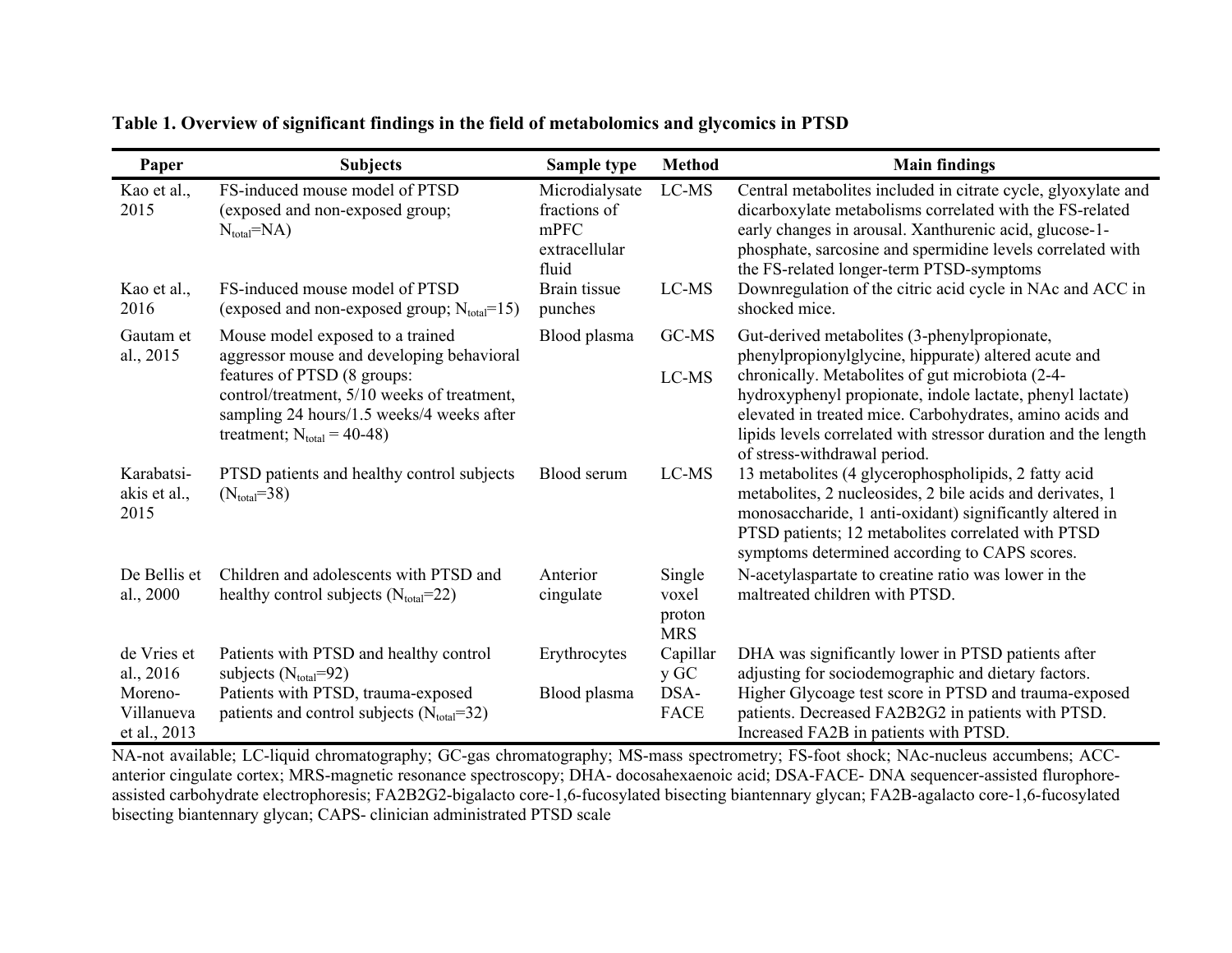**Table 1. Overview of significant findings in the field of metabolomics and glycomics in PTSD**

| Paper | Subjects | Sample type | Method | Main findings |
|---|---|---|---|---|
| Kao et al., 2015 | FS-induced mouse model of PTSD (exposed and non-exposed group; $N_{total}$=NA) | Microdialysate fractions of mPFC extracellular fluid | LC-MS | Central metabolites included in citrate cycle, glyoxylate and dicarboxylate metabolisms correlated with the FS-related early changes in arousal. Xanthurenic acid, glucose-1-phosphate, sarcosine and spermidine levels correlated with the FS-related longer-term PTSD-symptoms |
| Kao et al., 2016 | FS-induced mouse model of PTSD (exposed and non-exposed group; $N_{total}$=15) | Brain tissue punches | LC-MS | Downregulation of the citric acid cycle in NAc and ACC in shocked mice. |
| Gautam et al., 2015 | Mouse model exposed to a trained aggressor mouse and developing behavioral features of PTSD (8 groups: control/treatment, 5/10 weeks of treatment, sampling 24 hours/1.5 weeks/4 weeks after treatment; $N_{total}$ = 40-48) | Blood plasma | GC-MS LC-MS | Gut-derived metabolites (3-phenylpropionate, phenylpropionylglycine, hippurate) altered acute and chronically. Metabolites of gut microbiota (2-4-hydroxyphenyl propionate, indole lactate, phenyl lactate) elevated in treated mice. Carbohydrates, amino acids and lipids levels correlated with stressor duration and the length of stress-withdrawal period. |
| Karabatsiakis et al., 2015 | PTSD patients and healthy control subjects ($N_{total}$=38) | Blood serum | LC-MS | 13 metabolites (4 glycerophospholipids, 2 fatty acid metabolites, 2 nucleosides, 2 bile acids and derivates, 1 monosaccharide, 1 anti-oxidant) significantly altered in PTSD patients; 12 metabolites correlated with PTSD symptoms determined according to CAPS scores. |
| De Bellis et al., 2000 | Children and adolescents with PTSD and healthy control subjects ($N_{total}$=22) | Anterior cingulate | Single voxel proton MRS | N-acetylaspartate to creatine ratio was lower in the maltreated children with PTSD. |
| de Vries et al., 2016 | Patients with PTSD and healthy control subjects ($N_{total}$=92) | Erythrocytes | Capillary GC | DHA was significantly lower in PTSD patients after adjusting for sociodemographic and dietary factors. |
| Moreno-Villanueva et al., 2013 | Patients with PTSD, trauma-exposed patients and control subjects ($N_{total}$=32) | Blood plasma | DSA-FACE | Higher Glycoage test score in PTSD and trauma-exposed patients. Decreased FA2B2G2 in patients with PTSD. Increased FA2B in patients with PTSD. |

NA-not available; LC-liquid chromatography; GC-gas chromatography; MS-mass spectrometry; FS-foot shock; NAc-nucleus accumbens; ACC-anterior cingulate cortex; MRS-magnetic resonance spectroscopy; DHA- docosahexaenoic acid; DSA-FACE- DNA sequencer-assisted flurophore-assisted carbohydrate electrophoresis; FA2B2G2-bigalacto core-1,6-fucosylated bisecting biantennary glycan; FA2B-agalacto core-1,6-fucosylated bisecting biantennary glycan; CAPS- clinician administrated PTSD scale